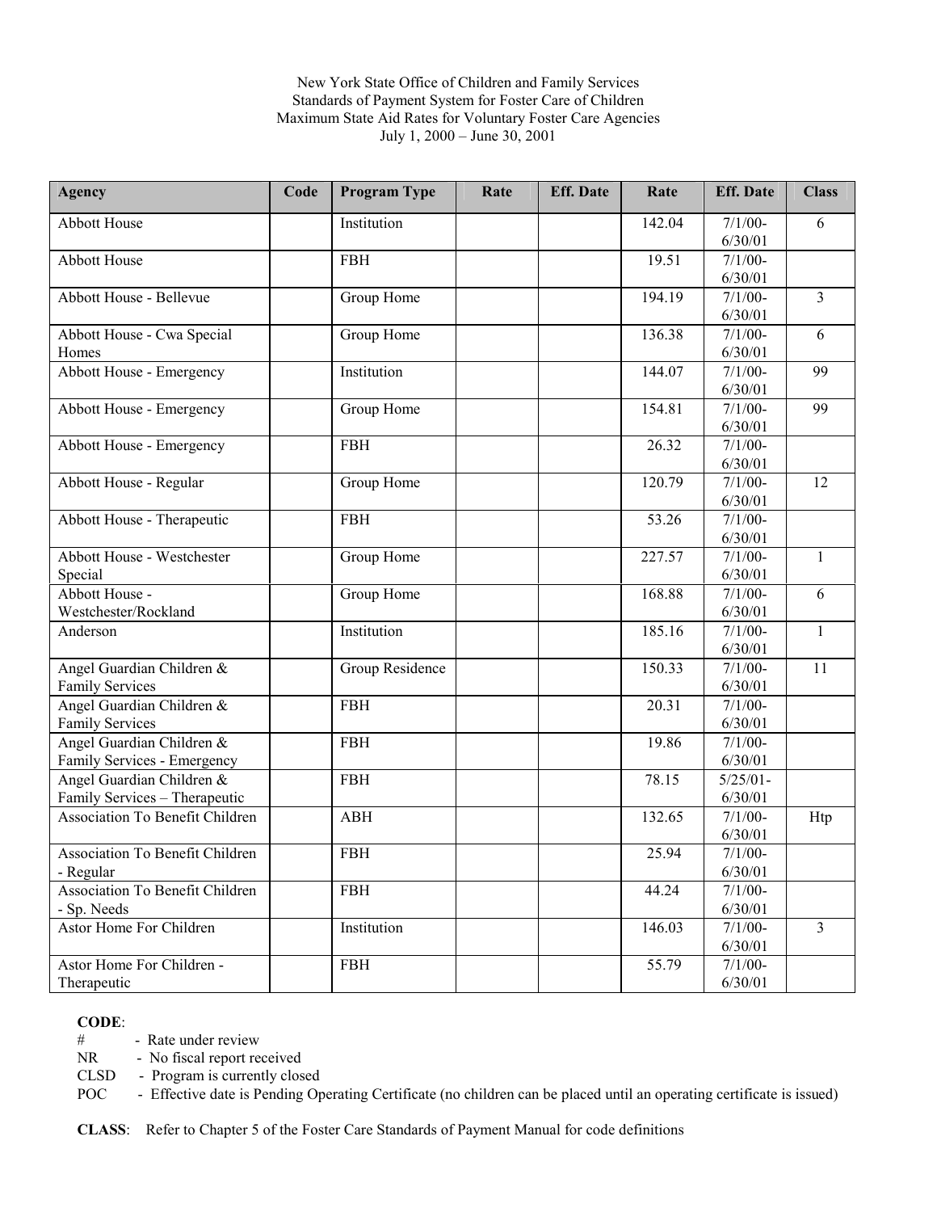New York State Office of Children and Family Services
Standards of Payment System for Foster Care of Children
Maximum State Aid Rates for Voluntary Foster Care Agencies
July 1, 2000 – June 30, 2001

| Agency | Code | Program Type | Rate | Eff. Date | Rate | Eff. Date | Class |
|---|---|---|---|---|---|---|---|
| Abbott House | | Institution | | | 142.04 | 7/1/00-6/30/01 | 6 |
| Abbott House | | FBH | | | 19.51 | 7/1/00-6/30/01 | |
| Abbott House - Bellevue | | Group Home | | | 194.19 | 7/1/00-6/30/01 | 3 |
| Abbott House - Cwa Special Homes | | Group Home | | | 136.38 | 7/1/00-6/30/01 | 6 |
| Abbott House - Emergency | | Institution | | | 144.07 | 7/1/00-6/30/01 | 99 |
| Abbott House - Emergency | | Group Home | | | 154.81 | 7/1/00-6/30/01 | 99 |
| Abbott House - Emergency | | FBH | | | 26.32 | 7/1/00-6/30/01 | |
| Abbott House - Regular | | Group Home | | | 120.79 | 7/1/00-6/30/01 | 12 |
| Abbott House - Therapeutic | | FBH | | | 53.26 | 7/1/00-6/30/01 | |
| Abbott House - Westchester Special | | Group Home | | | 227.57 | 7/1/00-6/30/01 | 1 |
| Abbott House - Westchester/Rockland | | Group Home | | | 168.88 | 7/1/00-6/30/01 | 6 |
| Anderson | | Institution | | | 185.16 | 7/1/00-6/30/01 | 1 |
| Angel Guardian Children & Family Services | | Group Residence | | | 150.33 | 7/1/00-6/30/01 | 11 |
| Angel Guardian Children & Family Services | | FBH | | | 20.31 | 7/1/00-6/30/01 | |
| Angel Guardian Children & Family Services - Emergency | | FBH | | | 19.86 | 7/1/00-6/30/01 | |
| Angel Guardian Children & Family Services – Therapeutic | | FBH | | | 78.15 | 5/25/01-6/30/01 | |
| Association To Benefit Children | | ABH | | | 132.65 | 7/1/00-6/30/01 | Htp |
| Association To Benefit Children - Regular | | FBH | | | 25.94 | 7/1/00-6/30/01 | |
| Association To Benefit Children - Sp. Needs | | FBH | | | 44.24 | 7/1/00-6/30/01 | |
| Astor Home For Children | | Institution | | | 146.03 | 7/1/00-6/30/01 | 3 |
| Astor Home For Children - Therapeutic | | FBH | | | 55.79 | 7/1/00-6/30/01 | |

**CODE**:
- # - Rate under review
- NR - No fiscal report received
- CLSD - Program is currently closed
- POC - Effective date is Pending Operating Certificate (no children can be placed until an operating certificate is issued)

**CLASS**: Refer to Chapter 5 of the Foster Care Standards of Payment Manual for code definitions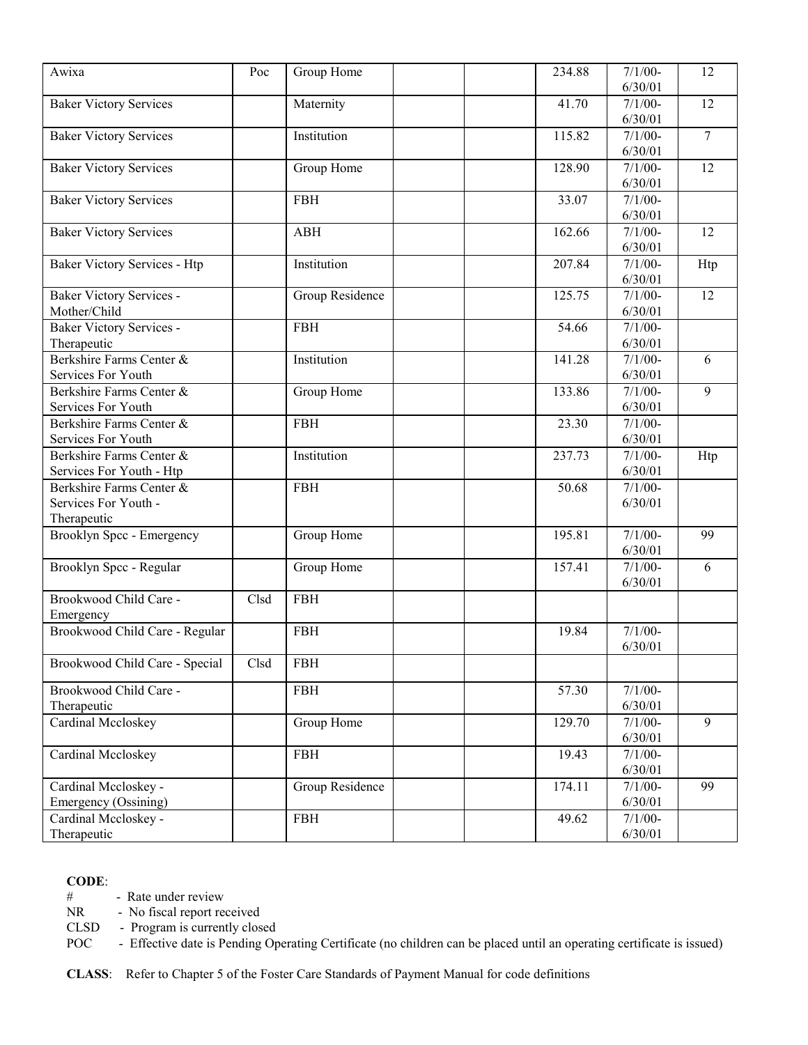| | | | | | | | |
|---|---|---|---|---|---|---|---|
| Awixa | Poc | Group Home | | | 234.88 | 7/1/00-6/30/01 | 12 |
| Baker Victory Services | | Maternity | | | 41.70 | 7/1/00-6/30/01 | 12 |
| Baker Victory Services | | Institution | | | 115.82 | 7/1/00-6/30/01 | 7 |
| Baker Victory Services | | Group Home | | | 128.90 | 7/1/00-6/30/01 | 12 |
| Baker Victory Services | | FBH | | | 33.07 | 7/1/00-6/30/01 | |
| Baker Victory Services | | ABH | | | 162.66 | 7/1/00-6/30/01 | 12 |
| Baker Victory Services - Htp | | Institution | | | 207.84 | 7/1/00-6/30/01 | Htp |
| Baker Victory Services - Mother/Child | | Group Residence | | | 125.75 | 7/1/00-6/30/01 | 12 |
| Baker Victory Services - Therapeutic | | FBH | | | 54.66 | 7/1/00-6/30/01 | |
| Berkshire Farms Center & Services For Youth | | Institution | | | 141.28 | 7/1/00-6/30/01 | 6 |
| Berkshire Farms Center & Services For Youth | | Group Home | | | 133.86 | 7/1/00-6/30/01 | 9 |
| Berkshire Farms Center & Services For Youth | | FBH | | | 23.30 | 7/1/00-6/30/01 | |
| Berkshire Farms Center & Services For Youth - Htp | | Institution | | | 237.73 | 7/1/00-6/30/01 | Htp |
| Berkshire Farms Center & Services For Youth - Therapeutic | | FBH | | | 50.68 | 7/1/00-6/30/01 | |
| Brooklyn Spcc - Emergency | | Group Home | | | 195.81 | 7/1/00-6/30/01 | 99 |
| Brooklyn Spcc - Regular | | Group Home | | | 157.41 | 7/1/00-6/30/01 | 6 |
| Brookwood Child Care - Emergency | Clsd | FBH | | | | | |
| Brookwood Child Care - Regular | | FBH | | | 19.84 | 7/1/00-6/30/01 | |
| Brookwood Child Care - Special | Clsd | FBH | | | | | |
| Brookwood Child Care - Therapeutic | | FBH | | | 57.30 | 7/1/00-6/30/01 | |
| Cardinal Mccloskey | | Group Home | | | 129.70 | 7/1/00-6/30/01 | 9 |
| Cardinal Mccloskey | | FBH | | | 19.43 | 7/1/00-6/30/01 | |
| Cardinal Mccloskey - Emergency (Ossining) | | Group Residence | | | 174.11 | 7/1/00-6/30/01 | 99 |
| Cardinal Mccloskey - Therapeutic | | FBH | | | 49.62 | 7/1/00-6/30/01 | |

**CODE**:

\# - Rate under review
NR - No fiscal report received
CLSD - Program is currently closed
POC - Effective date is Pending Operating Certificate (no children can be placed until an operating certificate is issued)

**CLASS**: Refer to Chapter 5 of the Foster Care Standards of Payment Manual for code definitions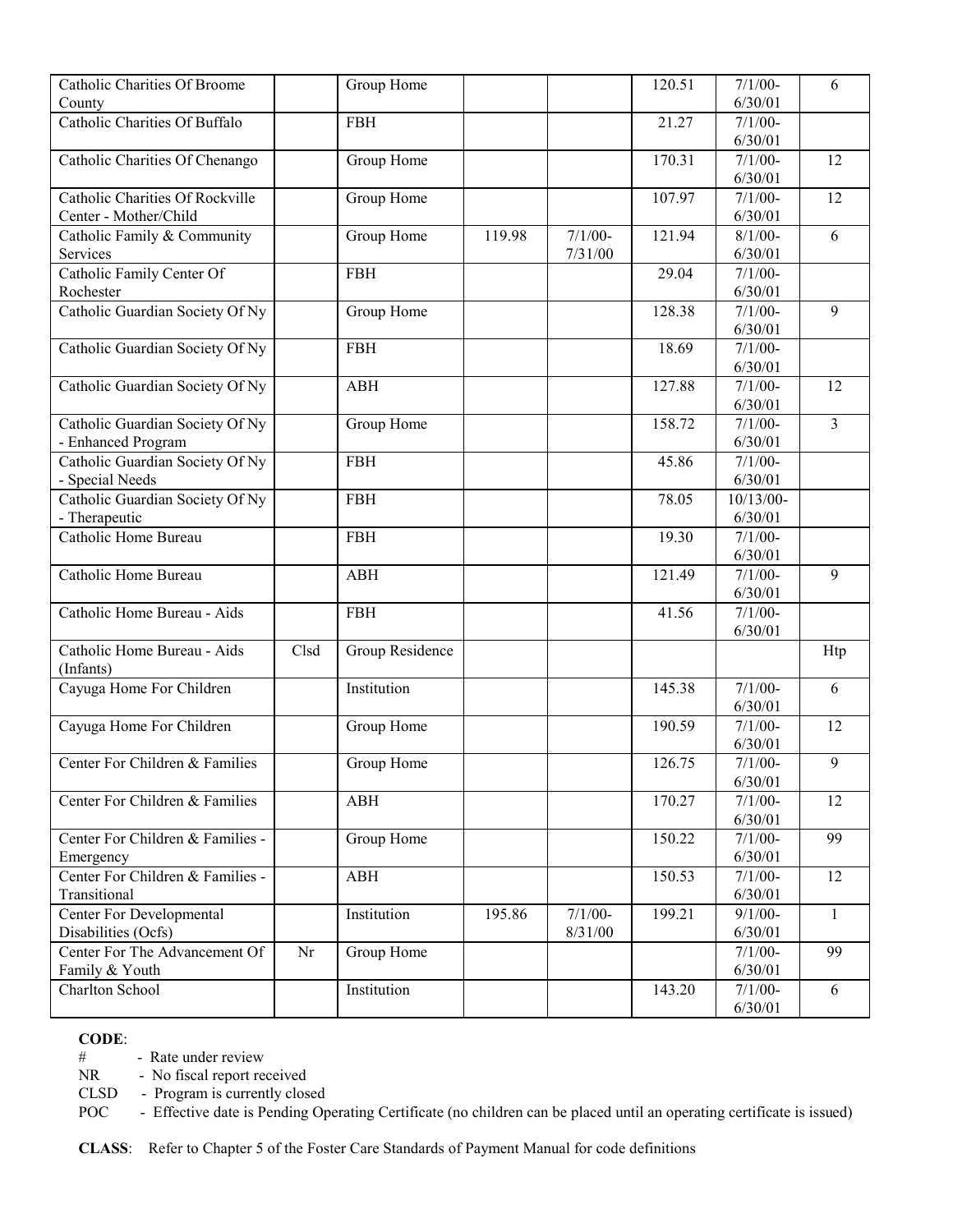| | | | | | | | |
|---|---|---|---|---|---|---|---|
| Catholic Charities Of Broome County | | Group Home | | | 120.51 | 7/1/00-6/30/01 | 6 |
| Catholic Charities Of Buffalo | | FBH | | | 21.27 | 7/1/00-6/30/01 | |
| Catholic Charities Of Chenango | | Group Home | | | 170.31 | 7/1/00-6/30/01 | 12 |
| Catholic Charities Of Rockville Center - Mother/Child | | Group Home | | | 107.97 | 7/1/00-6/30/01 | 12 |
| Catholic Family & Community Services | | Group Home | 119.98 | 7/1/00-7/31/00 | 121.94 | 8/1/00-6/30/01 | 6 |
| Catholic Family Center Of Rochester | | FBH | | | 29.04 | 7/1/00-6/30/01 | |
| Catholic Guardian Society Of Ny | | Group Home | | | 128.38 | 7/1/00-6/30/01 | 9 |
| Catholic Guardian Society Of Ny | | FBH | | | 18.69 | 7/1/00-6/30/01 | |
| Catholic Guardian Society Of Ny | | ABH | | | 127.88 | 7/1/00-6/30/01 | 12 |
| Catholic Guardian Society Of Ny - Enhanced Program | | Group Home | | | 158.72 | 7/1/00-6/30/01 | 3 |
| Catholic Guardian Society Of Ny - Special Needs | | FBH | | | 45.86 | 7/1/00-6/30/01 | |
| Catholic Guardian Society Of Ny - Therapeutic | | FBH | | | 78.05 | 10/13/00-6/30/01 | |
| Catholic Home Bureau | | FBH | | | 19.30 | 7/1/00-6/30/01 | |
| Catholic Home Bureau | | ABH | | | 121.49 | 7/1/00-6/30/01 | 9 |
| Catholic Home Bureau - Aids | | FBH | | | 41.56 | 7/1/00-6/30/01 | |
| Catholic Home Bureau - Aids (Infants) | Clsd | Group Residence | | | | | Htp |
| Cayuga Home For Children | | Institution | | | 145.38 | 7/1/00-6/30/01 | 6 |
| Cayuga Home For Children | | Group Home | | | 190.59 | 7/1/00-6/30/01 | 12 |
| Center For Children & Families | | Group Home | | | 126.75 | 7/1/00-6/30/01 | 9 |
| Center For Children & Families | | ABH | | | 170.27 | 7/1/00-6/30/01 | 12 |
| Center For Children & Families - Emergency | | Group Home | | | 150.22 | 7/1/00-6/30/01 | 99 |
| Center For Children & Families - Transitional | | ABH | | | 150.53 | 7/1/00-6/30/01 | 12 |
| Center For Developmental Disabilities (Ocfs) | | Institution | 195.86 | 7/1/00-8/31/00 | 199.21 | 9/1/00-6/30/01 | 1 |
| Center For The Advancement Of Family & Youth | Nr | Group Home | | | | 7/1/00-6/30/01 | 99 |
| Charlton School | | Institution | | | 143.20 | 7/1/00-6/30/01 | 6 |

**CODE**:

- \# - Rate under review
- NR - No fiscal report received
- CLSD - Program is currently closed
- POC - Effective date is Pending Operating Certificate (no children can be placed until an operating certificate is issued)

**CLASS**: Refer to Chapter 5 of the Foster Care Standards of Payment Manual for code definitions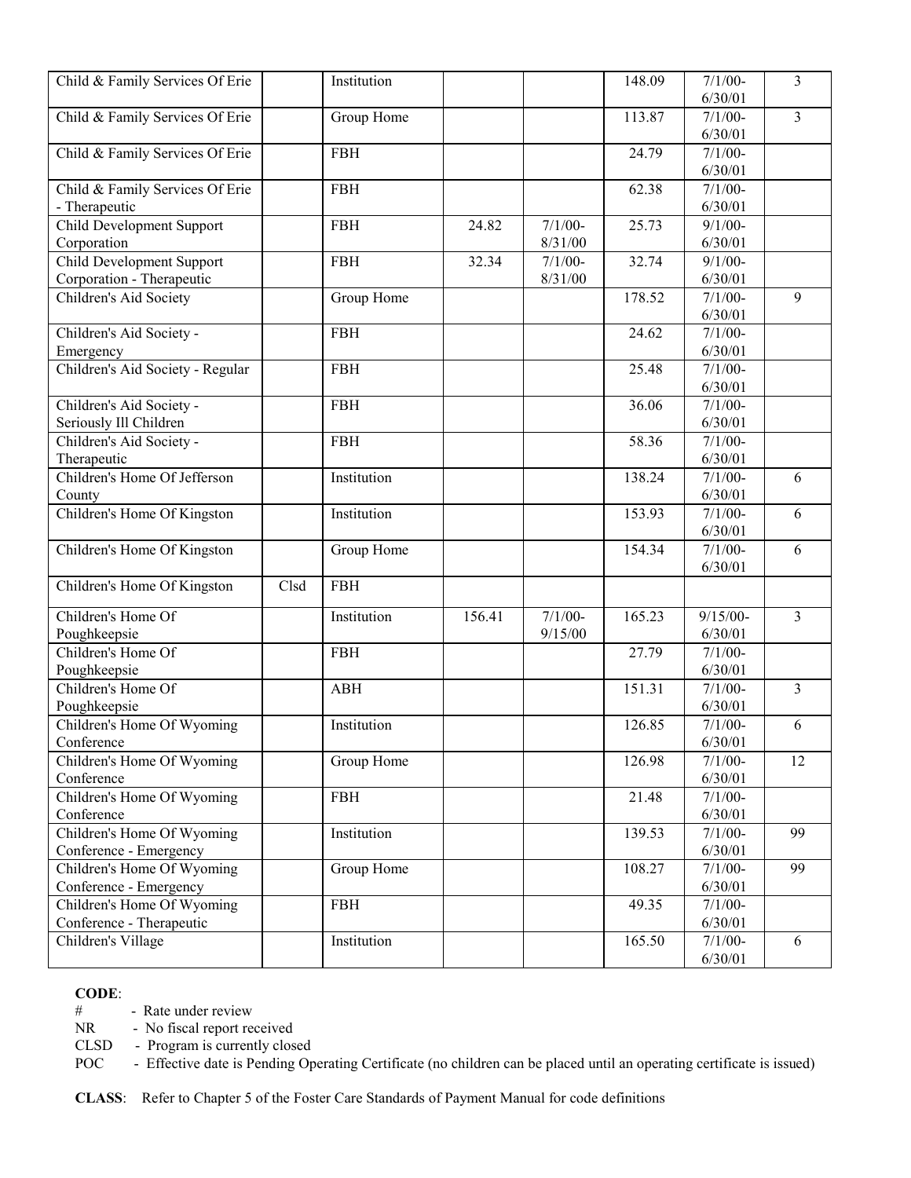| | | | | | | | |
|---|---|---|---|---|---|---|---|
| Child & Family Services Of Erie | | Institution | | | 148.09 | 7/1/00-6/30/01 | 3 |
| Child & Family Services Of Erie | | Group Home | | | 113.87 | 7/1/00-6/30/01 | 3 |
| Child & Family Services Of Erie | | FBH | | | 24.79 | 7/1/00-6/30/01 | |
| Child & Family Services Of Erie - Therapeutic | | FBH | | | 62.38 | 7/1/00-6/30/01 | |
| Child Development Support Corporation | | FBH | 24.82 | 7/1/00-8/31/00 | 25.73 | 9/1/00-6/30/01 | |
| Child Development Support Corporation - Therapeutic | | FBH | 32.34 | 7/1/00-8/31/00 | 32.74 | 9/1/00-6/30/01 | |
| Children's Aid Society | | Group Home | | | 178.52 | 7/1/00-6/30/01 | 9 |
| Children's Aid Society - Emergency | | FBH | | | 24.62 | 7/1/00-6/30/01 | |
| Children's Aid Society - Regular | | FBH | | | 25.48 | 7/1/00-6/30/01 | |
| Children's Aid Society - Seriously Ill Children | | FBH | | | 36.06 | 7/1/00-6/30/01 | |
| Children's Aid Society - Therapeutic | | FBH | | | 58.36 | 7/1/00-6/30/01 | |
| Children's Home Of Jefferson County | | Institution | | | 138.24 | 7/1/00-6/30/01 | 6 |
| Children's Home Of Kingston | | Institution | | | 153.93 | 7/1/00-6/30/01 | 6 |
| Children's Home Of Kingston | | Group Home | | | 154.34 | 7/1/00-6/30/01 | 6 |
| Children's Home Of Kingston | Clsd | FBH | | | | | |
| Children's Home Of Poughkeepsie | | Institution | 156.41 | 7/1/00-9/15/00 | 165.23 | 9/15/00-6/30/01 | 3 |
| Children's Home Of Poughkeepsie | | FBH | | | 27.79 | 7/1/00-6/30/01 | |
| Children's Home Of Poughkeepsie | | ABH | | | 151.31 | 7/1/00-6/30/01 | 3 |
| Children's Home Of Wyoming Conference | | Institution | | | 126.85 | 7/1/00-6/30/01 | 6 |
| Children's Home Of Wyoming Conference | | Group Home | | | 126.98 | 7/1/00-6/30/01 | 12 |
| Children's Home Of Wyoming Conference | | FBH | | | 21.48 | 7/1/00-6/30/01 | |
| Children's Home Of Wyoming Conference - Emergency | | Institution | | | 139.53 | 7/1/00-6/30/01 | 99 |
| Children's Home Of Wyoming Conference - Emergency | | Group Home | | | 108.27 | 7/1/00-6/30/01 | 99 |
| Children's Home Of Wyoming Conference - Therapeutic | | FBH | | | 49.35 | 7/1/00-6/30/01 | |
| Children's Village | | Institution | | | 165.50 | 7/1/00-6/30/01 | 6 |

**CODE**:

- # - Rate under review
- NR - No fiscal report received
- CLSD - Program is currently closed
- POC - Effective date is Pending Operating Certificate (no children can be placed until an operating certificate is issued)

**CLASS**: Refer to Chapter 5 of the Foster Care Standards of Payment Manual for code definitions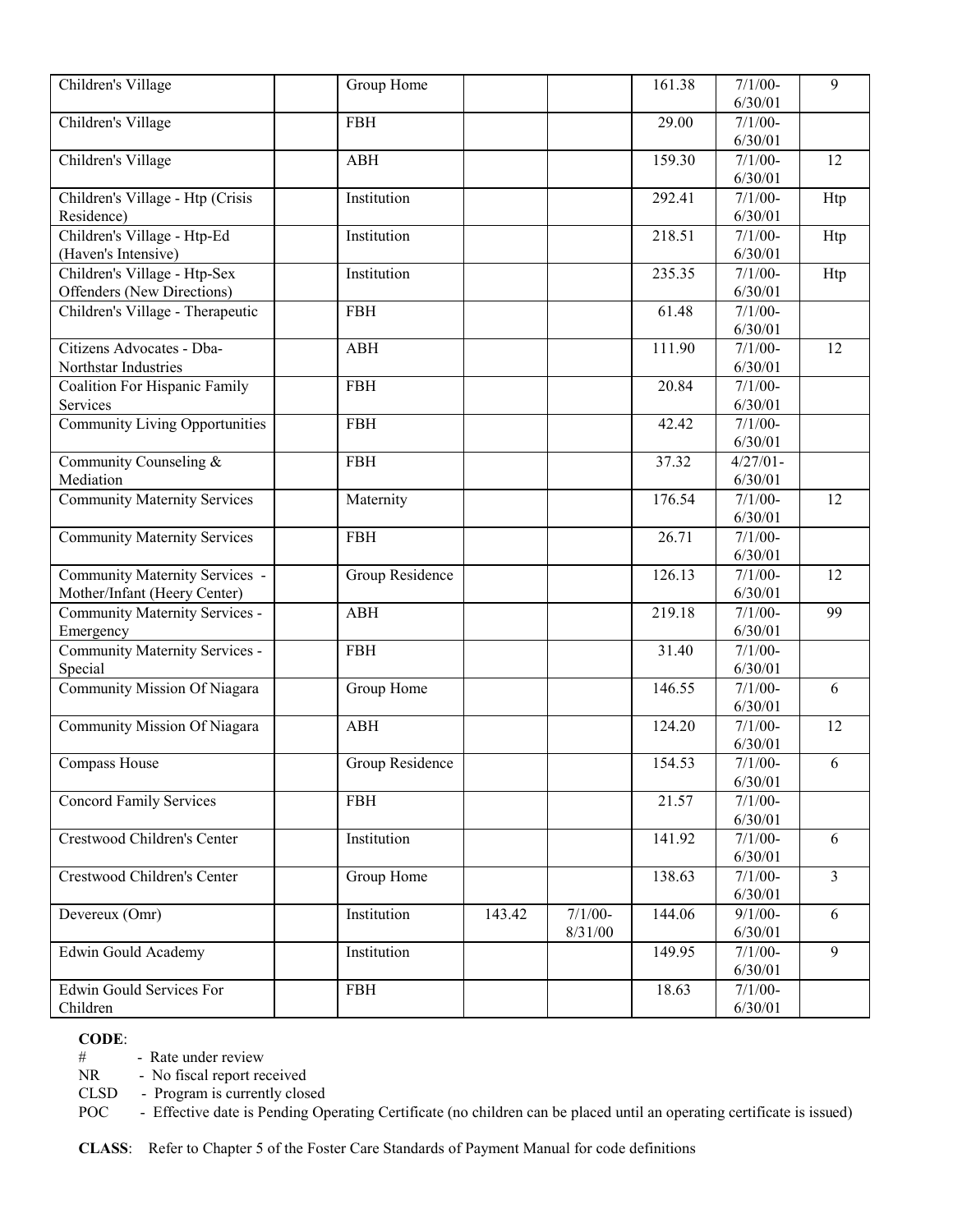| | | | | | | | |
|---|---|---|---|---|---|---|---|
| Children's Village | | Group Home | | | 161.38 | 7/1/00-6/30/01 | 9 |
| Children's Village | | FBH | | | 29.00 | 7/1/00-6/30/01 | |
| Children's Village | | ABH | | | 159.30 | 7/1/00-6/30/01 | 12 |
| Children's Village - Htp (Crisis Residence) | | Institution | | | 292.41 | 7/1/00-6/30/01 | Htp |
| Children's Village - Htp-Ed (Haven's Intensive) | | Institution | | | 218.51 | 7/1/00-6/30/01 | Htp |
| Children's Village - Htp-Sex Offenders (New Directions) | | Institution | | | 235.35 | 7/1/00-6/30/01 | Htp |
| Children's Village - Therapeutic | | FBH | | | 61.48 | 7/1/00-6/30/01 | |
| Citizens Advocates - Dba-Northstar Industries | | ABH | | | 111.90 | 7/1/00-6/30/01 | 12 |
| Coalition For Hispanic Family Services | | FBH | | | 20.84 | 7/1/00-6/30/01 | |
| Community Living Opportunities | | FBH | | | 42.42 | 7/1/00-6/30/01 | |
| Community Counseling & Mediation | | FBH | | | 37.32 | 4/27/01-6/30/01 | |
| Community Maternity Services | | Maternity | | | 176.54 | 7/1/00-6/30/01 | 12 |
| Community Maternity Services | | FBH | | | 26.71 | 7/1/00-6/30/01 | |
| Community Maternity Services - Mother/Infant (Heery Center) | | Group Residence | | | 126.13 | 7/1/00-6/30/01 | 12 |
| Community Maternity Services - Emergency | | ABH | | | 219.18 | 7/1/00-6/30/01 | 99 |
| Community Maternity Services - Special | | FBH | | | 31.40 | 7/1/00-6/30/01 | |
| Community Mission Of Niagara | | Group Home | | | 146.55 | 7/1/00-6/30/01 | 6 |
| Community Mission Of Niagara | | ABH | | | 124.20 | 7/1/00-6/30/01 | 12 |
| Compass House | | Group Residence | | | 154.53 | 7/1/00-6/30/01 | 6 |
| Concord Family Services | | FBH | | | 21.57 | 7/1/00-6/30/01 | |
| Crestwood Children's Center | | Institution | | | 141.92 | 7/1/00-6/30/01 | 6 |
| Crestwood Children's Center | | Group Home | | | 138.63 | 7/1/00-6/30/01 | 3 |
| Devereux (Omr) | | Institution | 143.42 | 7/1/00-8/31/00 | 144.06 | 9/1/00-6/30/01 | 6 |
| Edwin Gould Academy | | Institution | | | 149.95 | 7/1/00-6/30/01 | 9 |
| Edwin Gould Services For Children | | FBH | | | 18.63 | 7/1/00-6/30/01 | |

**CODE**:

- \# - Rate under review
- NR - No fiscal report received
- CLSD - Program is currently closed
- POC - Effective date is Pending Operating Certificate (no children can be placed until an operating certificate is issued)

**CLASS**: Refer to Chapter 5 of the Foster Care Standards of Payment Manual for code definitions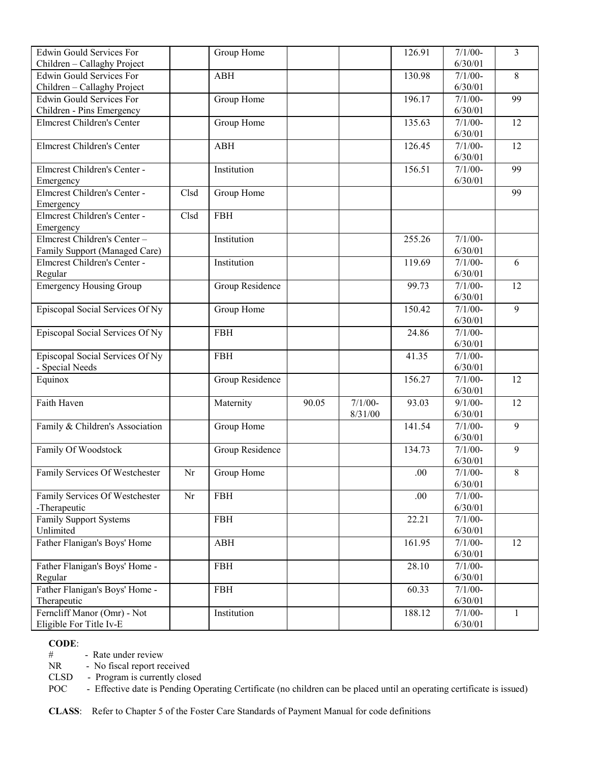| | | | | | | | |
|---|---|---|---|---|---|---|---|
| Edwin Gould Services For Children – Callaghy Project | | Group Home | | | 126.91 | 7/1/00-6/30/01 | 3 |
| Edwin Gould Services For Children – Callaghy Project | | ABH | | | 130.98 | 7/1/00-6/30/01 | 8 |
| Edwin Gould Services For Children - Pins Emergency | | Group Home | | | 196.17 | 7/1/00-6/30/01 | 99 |
| Elmcrest Children's Center | | Group Home | | | 135.63 | 7/1/00-6/30/01 | 12 |
| Elmcrest Children's Center | | ABH | | | 126.45 | 7/1/00-6/30/01 | 12 |
| Elmcrest Children's Center - Emergency | | Institution | | | 156.51 | 7/1/00-6/30/01 | 99 |
| Elmcrest Children's Center - Emergency | Clsd | Group Home | | | | | 99 |
| Elmcrest Children's Center - Emergency | Clsd | FBH | | | | | |
| Elmcrest Children's Center – Family Support (Managed Care) | | Institution | | | 255.26 | 7/1/00-6/30/01 | |
| Elmcrest Children's Center - Regular | | Institution | | | 119.69 | 7/1/00-6/30/01 | 6 |
| Emergency Housing Group | | Group Residence | | | 99.73 | 7/1/00-6/30/01 | 12 |
| Episcopal Social Services Of Ny | | Group Home | | | 150.42 | 7/1/00-6/30/01 | 9 |
| Episcopal Social Services Of Ny | | FBH | | | 24.86 | 7/1/00-6/30/01 | |
| Episcopal Social Services Of Ny - Special Needs | | FBH | | | 41.35 | 7/1/00-6/30/01 | |
| Equinox | | Group Residence | | | 156.27 | 7/1/00-6/30/01 | 12 |
| Faith Haven | | Maternity | 90.05 | 7/1/00-8/31/00 | 93.03 | 9/1/00-6/30/01 | 12 |
| Family & Children's Association | | Group Home | | | 141.54 | 7/1/00-6/30/01 | 9 |
| Family Of Woodstock | | Group Residence | | | 134.73 | 7/1/00-6/30/01 | 9 |
| Family Services Of Westchester | Nr | Group Home | | | .00 | 7/1/00-6/30/01 | 8 |
| Family Services Of Westchester -Therapeutic | Nr | FBH | | | .00 | 7/1/00-6/30/01 | |
| Family Support Systems Unlimited | | FBH | | | 22.21 | 7/1/00-6/30/01 | |
| Father Flanigan's Boys' Home | | ABH | | | 161.95 | 7/1/00-6/30/01 | 12 |
| Father Flanigan's Boys' Home - Regular | | FBH | | | 28.10 | 7/1/00-6/30/01 | |
| Father Flanigan's Boys' Home - Therapeutic | | FBH | | | 60.33 | 7/1/00-6/30/01 | |
| Ferncliff Manor (Omr) - Not Eligible For Title Iv-E | | Institution | | | 188.12 | 7/1/00-6/30/01 | 1 |

**CODE**:
\# - Rate under review
NR - No fiscal report received
CLSD - Program is currently closed
POC - Effective date is Pending Operating Certificate (no children can be placed until an operating certificate is issued)

**CLASS**: Refer to Chapter 5 of the Foster Care Standards of Payment Manual for code definitions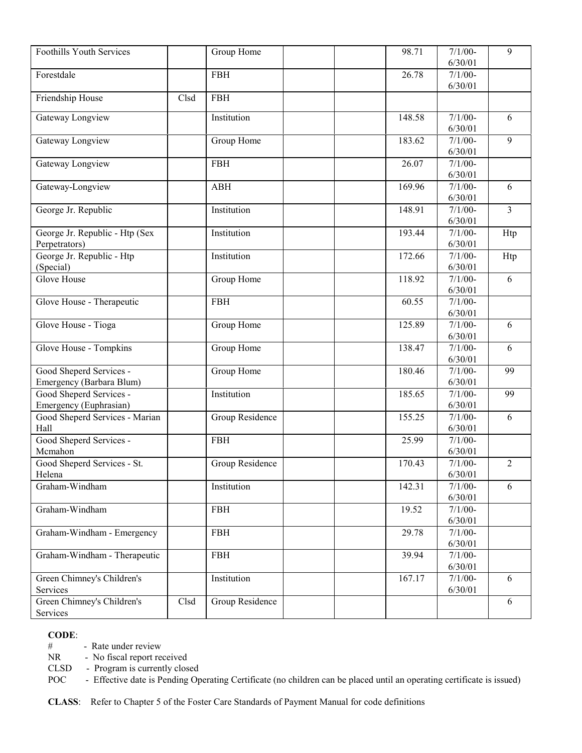| | | | | | | | |
|---|---|---|---|---|---|---|---|
| Foothills Youth Services | | Group Home | | | 98.71 | 7/1/00-6/30/01 | 9 |
| Forestdale | | FBH | | | 26.78 | 7/1/00-6/30/01 | |
| Friendship House | Clsd | FBH | | | | | |
| Gateway Longview | | Institution | | | 148.58 | 7/1/00-6/30/01 | 6 |
| Gateway Longview | | Group Home | | | 183.62 | 7/1/00-6/30/01 | 9 |
| Gateway Longview | | FBH | | | 26.07 | 7/1/00-6/30/01 | |
| Gateway-Longview | | ABH | | | 169.96 | 7/1/00-6/30/01 | 6 |
| George Jr. Republic | | Institution | | | 148.91 | 7/1/00-6/30/01 | 3 |
| George Jr. Republic - Htp (Sex Perpetrators) | | Institution | | | 193.44 | 7/1/00-6/30/01 | Htp |
| George Jr. Republic - Htp (Special) | | Institution | | | 172.66 | 7/1/00-6/30/01 | Htp |
| Glove House | | Group Home | | | 118.92 | 7/1/00-6/30/01 | 6 |
| Glove House - Therapeutic | | FBH | | | 60.55 | 7/1/00-6/30/01 | |
| Glove House - Tioga | | Group Home | | | 125.89 | 7/1/00-6/30/01 | 6 |
| Glove House - Tompkins | | Group Home | | | 138.47 | 7/1/00-6/30/01 | 6 |
| Good Sheperd Services - Emergency (Barbara Blum) | | Group Home | | | 180.46 | 7/1/00-6/30/01 | 99 |
| Good Sheperd Services - Emergency (Euphrasian) | | Institution | | | 185.65 | 7/1/00-6/30/01 | 99 |
| Good Sheperd Services - Marian Hall | | Group Residence | | | 155.25 | 7/1/00-6/30/01 | 6 |
| Good Sheperd Services - Mcmahon | | FBH | | | 25.99 | 7/1/00-6/30/01 | |
| Good Sheperd Services - St. Helena | | Group Residence | | | 170.43 | 7/1/00-6/30/01 | 2 |
| Graham-Windham | | Institution | | | 142.31 | 7/1/00-6/30/01 | 6 |
| Graham-Windham | | FBH | | | 19.52 | 7/1/00-6/30/01 | |
| Graham-Windham - Emergency | | FBH | | | 29.78 | 7/1/00-6/30/01 | |
| Graham-Windham - Therapeutic | | FBH | | | 39.94 | 7/1/00-6/30/01 | |
| Green Chimney's Children's Services | | Institution | | | 167.17 | 7/1/00-6/30/01 | 6 |
| Green Chimney's Children's Services | Clsd | Group Residence | | | | | 6 |

**CODE**:

- \# - Rate under review
- NR - No fiscal report received
- CLSD - Program is currently closed
- POC - Effective date is Pending Operating Certificate (no children can be placed until an operating certificate is issued)

**CLASS**: Refer to Chapter 5 of the Foster Care Standards of Payment Manual for code definitions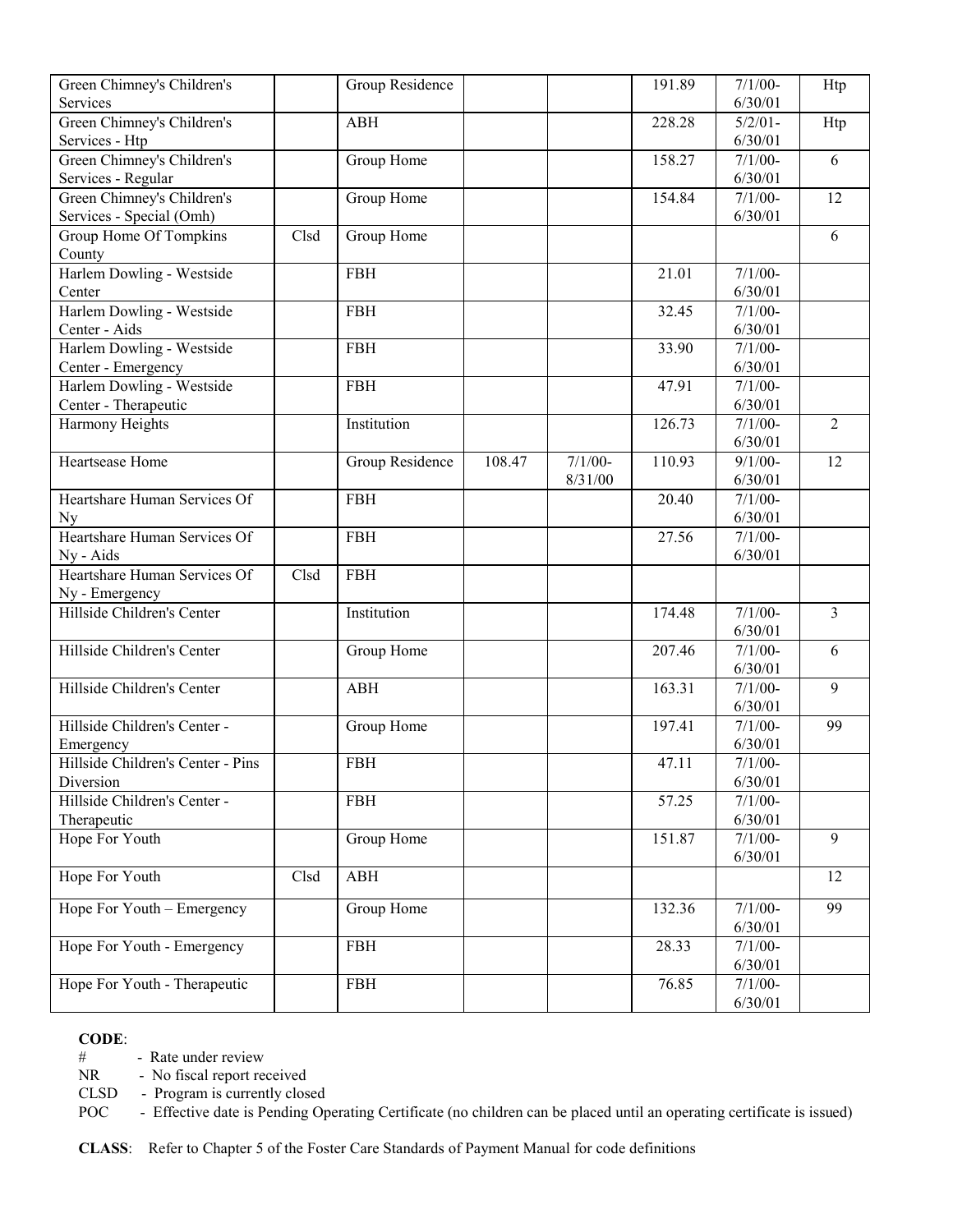| Green Chimney's Children's Services | | Group Residence | | | 191.89 | 7/1/00-6/30/01 | Htp |
|---|---|---|---|---|---|---|---|
| Green Chimney's Children's Services - Htp | | ABH | | | 228.28 | 5/2/01-6/30/01 | Htp |
| Green Chimney's Children's Services - Regular | | Group Home | | | 158.27 | 7/1/00-6/30/01 | 6 |
| Green Chimney's Children's Services - Special (Omh) | | Group Home | | | 154.84 | 7/1/00-6/30/01 | 12 |
| Group Home Of Tompkins County | Clsd | Group Home | | | | | 6 |
| Harlem Dowling - Westside Center | | FBH | | | 21.01 | 7/1/00-6/30/01 | |
| Harlem Dowling - Westside Center - Aids | | FBH | | | 32.45 | 7/1/00-6/30/01 | |
| Harlem Dowling - Westside Center - Emergency | | FBH | | | 33.90 | 7/1/00-6/30/01 | |
| Harlem Dowling - Westside Center - Therapeutic | | FBH | | | 47.91 | 7/1/00-6/30/01 | |
| Harmony Heights | | Institution | | | 126.73 | 7/1/00-6/30/01 | 2 |
| Heartsease Home | | Group Residence | 108.47 | 7/1/00-8/31/00 | 110.93 | 9/1/00-6/30/01 | 12 |
| Heartshare Human Services Of Ny | | FBH | | | 20.40 | 7/1/00-6/30/01 | |
| Heartshare Human Services Of Ny - Aids | | FBH | | | 27.56 | 7/1/00-6/30/01 | |
| Heartshare Human Services Of Ny - Emergency | Clsd | FBH | | | | | |
| Hillside Children's Center | | Institution | | | 174.48 | 7/1/00-6/30/01 | 3 |
| Hillside Children's Center | | Group Home | | | 207.46 | 7/1/00-6/30/01 | 6 |
| Hillside Children's Center | | ABH | | | 163.31 | 7/1/00-6/30/01 | 9 |
| Hillside Children's Center - Emergency | | Group Home | | | 197.41 | 7/1/00-6/30/01 | 99 |
| Hillside Children's Center - Pins Diversion | | FBH | | | 47.11 | 7/1/00-6/30/01 | |
| Hillside Children's Center - Therapeutic | | FBH | | | 57.25 | 7/1/00-6/30/01 | |
| Hope For Youth | | Group Home | | | 151.87 | 7/1/00-6/30/01 | 9 |
| Hope For Youth | Clsd | ABH | | | | | 12 |
| Hope For Youth – Emergency | | Group Home | | | 132.36 | 7/1/00-6/30/01 | 99 |
| Hope For Youth - Emergency | | FBH | | | 28.33 | 7/1/00-6/30/01 | |
| Hope For Youth - Therapeutic | | FBH | | | 76.85 | 7/1/00-6/30/01 | |

**CODE**:
- # - Rate under review
- NR - No fiscal report received
- CLSD - Program is currently closed
- POC - Effective date is Pending Operating Certificate (no children can be placed until an operating certificate is issued)

**CLASS**: Refer to Chapter 5 of the Foster Care Standards of Payment Manual for code definitions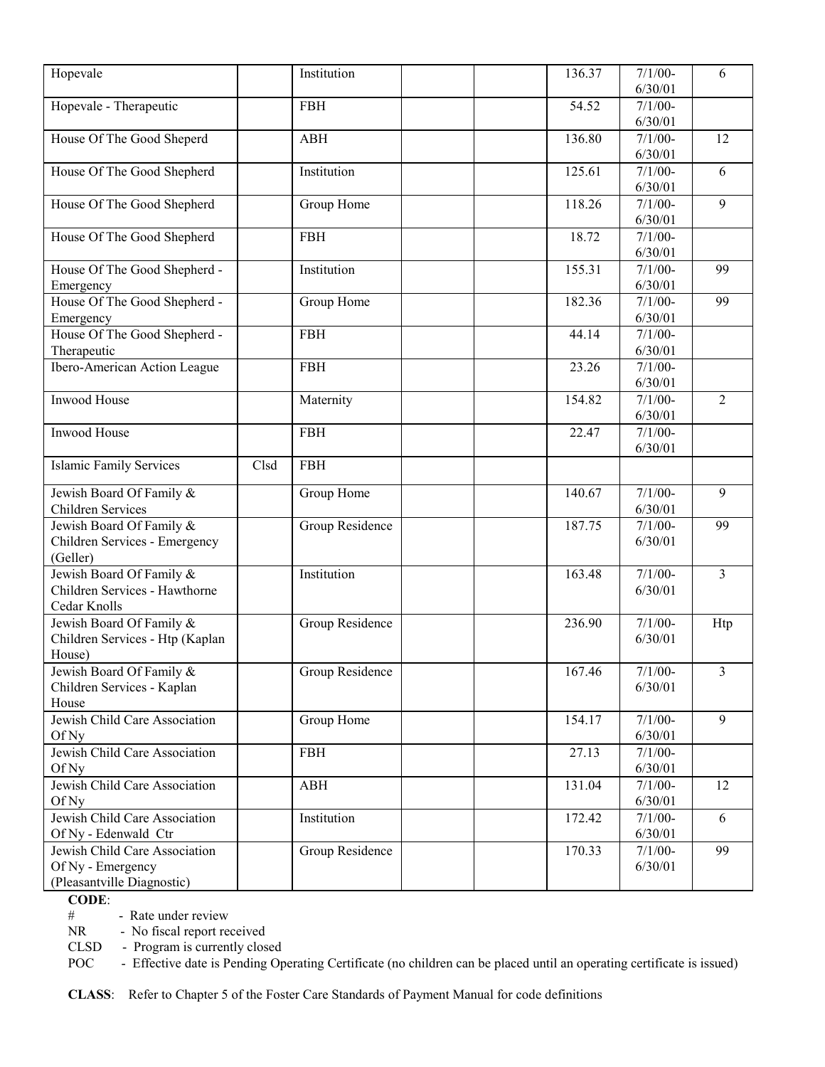| | | | | | | | |
|---|---|---|---|---|---|---|---|
| Hopevale | | Institution | | | 136.37 | 7/1/00-6/30/01 | 6 |
| Hopevale - Therapeutic | | FBH | | | 54.52 | 7/1/00-6/30/01 | |
| House Of The Good Sheperd | | ABH | | | 136.80 | 7/1/00-6/30/01 | 12 |
| House Of The Good Shepherd | | Institution | | | 125.61 | 7/1/00-6/30/01 | 6 |
| House Of The Good Shepherd | | Group Home | | | 118.26 | 7/1/00-6/30/01 | 9 |
| House Of The Good Shepherd | | FBH | | | 18.72 | 7/1/00-6/30/01 | |
| House Of The Good Shepherd - Emergency | | Institution | | | 155.31 | 7/1/00-6/30/01 | 99 |
| House Of The Good Shepherd - Emergency | | Group Home | | | 182.36 | 7/1/00-6/30/01 | 99 |
| House Of The Good Shepherd - Therapeutic | | FBH | | | 44.14 | 7/1/00-6/30/01 | |
| Ibero-American Action League | | FBH | | | 23.26 | 7/1/00-6/30/01 | |
| Inwood House | | Maternity | | | 154.82 | 7/1/00-6/30/01 | 2 |
| Inwood House | | FBH | | | 22.47 | 7/1/00-6/30/01 | |
| Islamic Family Services | Clsd | FBH | | | | | |
| Jewish Board Of Family & Children Services | | Group Home | | | 140.67 | 7/1/00-6/30/01 | 9 |
| Jewish Board Of Family & Children Services - Emergency (Geller) | | Group Residence | | | 187.75 | 7/1/00-6/30/01 | 99 |
| Jewish Board Of Family & Children Services - Hawthorne Cedar Knolls | | Institution | | | 163.48 | 7/1/00-6/30/01 | 3 |
| Jewish Board Of Family & Children Services - Htp (Kaplan House) | | Group Residence | | | 236.90 | 7/1/00-6/30/01 | Htp |
| Jewish Board Of Family & Children Services - Kaplan House | | Group Residence | | | 167.46 | 7/1/00-6/30/01 | 3 |
| Jewish Child Care Association Of Ny | | Group Home | | | 154.17 | 7/1/00-6/30/01 | 9 |
| Jewish Child Care Association Of Ny | | FBH | | | 27.13 | 7/1/00-6/30/01 | |
| Jewish Child Care Association Of Ny | | ABH | | | 131.04 | 7/1/00-6/30/01 | 12 |
| Jewish Child Care Association Of Ny - Edenwald Ctr | | Institution | | | 172.42 | 7/1/00-6/30/01 | 6 |
| Jewish Child Care Association Of Ny - Emergency (Pleasantville Diagnostic) | | Group Residence | | | 170.33 | 7/1/00-6/30/01 | 99 |

**CODE**:

\# - Rate under review

NR - No fiscal report received

CLSD - Program is currently closed

POC - Effective date is Pending Operating Certificate (no children can be placed until an operating certificate is issued)

**CLASS**: Refer to Chapter 5 of the Foster Care Standards of Payment Manual for code definitions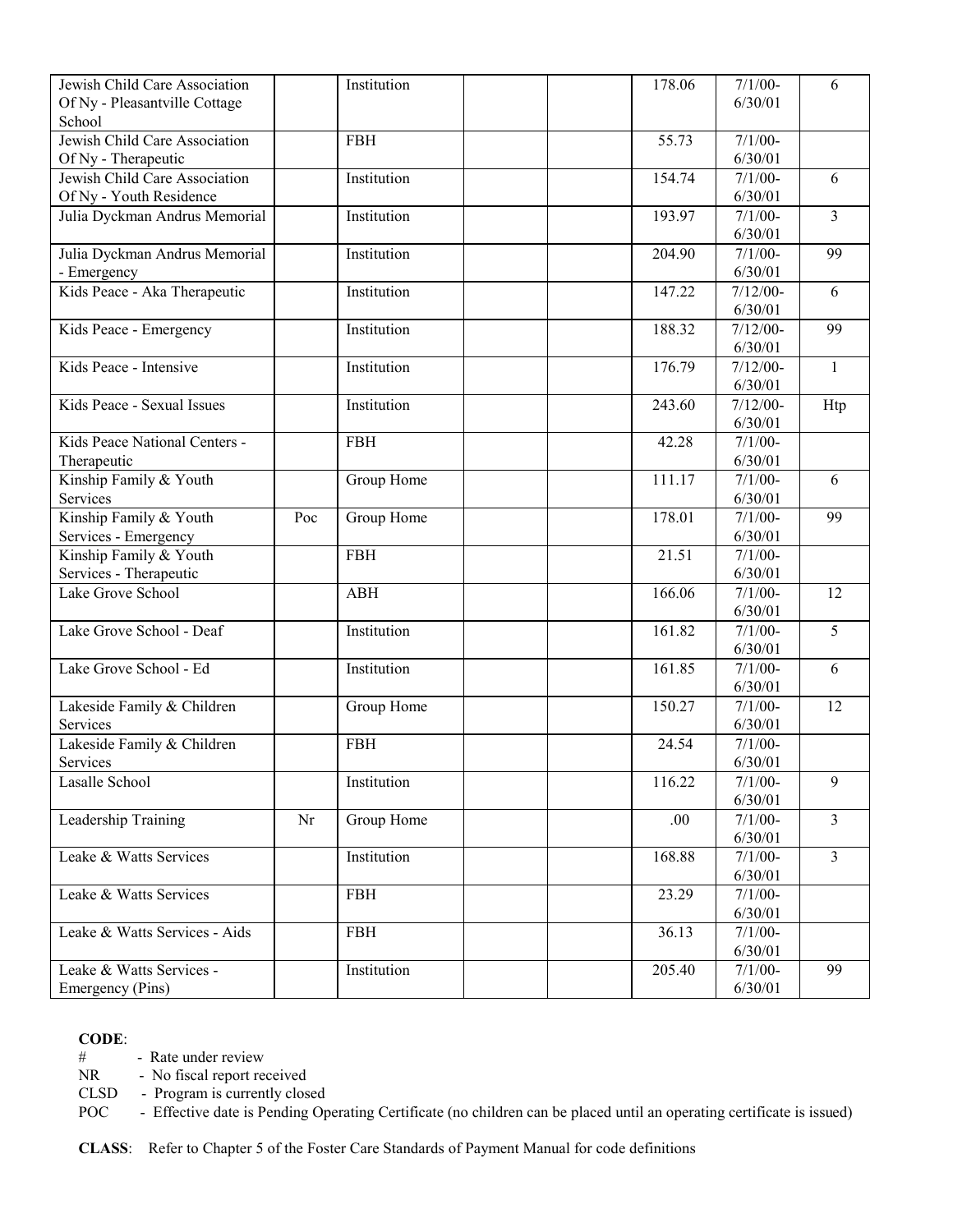| | | | | | | | |
|---|---|---|---|---|---|---|---|
| Jewish Child Care Association Of Ny - Pleasantville Cottage School | | Institution | | | 178.06 | 7/1/00-6/30/01 | 6 |
| Jewish Child Care Association Of Ny - Therapeutic | | FBH | | | 55.73 | 7/1/00-6/30/01 | |
| Jewish Child Care Association Of Ny - Youth Residence | | Institution | | | 154.74 | 7/1/00-6/30/01 | 6 |
| Julia Dyckman Andrus Memorial | | Institution | | | 193.97 | 7/1/00-6/30/01 | 3 |
| Julia Dyckman Andrus Memorial - Emergency | | Institution | | | 204.90 | 7/1/00-6/30/01 | 99 |
| Kids Peace - Aka Therapeutic | | Institution | | | 147.22 | 7/12/00-6/30/01 | 6 |
| Kids Peace - Emergency | | Institution | | | 188.32 | 7/12/00-6/30/01 | 99 |
| Kids Peace - Intensive | | Institution | | | 176.79 | 7/12/00-6/30/01 | 1 |
| Kids Peace - Sexual Issues | | Institution | | | 243.60 | 7/12/00-6/30/01 | Htp |
| Kids Peace National Centers - Therapeutic | | FBH | | | 42.28 | 7/1/00-6/30/01 | |
| Kinship Family & Youth Services | | Group Home | | | 111.17 | 7/1/00-6/30/01 | 6 |
| Kinship Family & Youth Services - Emergency | Poc | Group Home | | | 178.01 | 7/1/00-6/30/01 | 99 |
| Kinship Family & Youth Services - Therapeutic | | FBH | | | 21.51 | 7/1/00-6/30/01 | |
| Lake Grove School | | ABH | | | 166.06 | 7/1/00-6/30/01 | 12 |
| Lake Grove School - Deaf | | Institution | | | 161.82 | 7/1/00-6/30/01 | 5 |
| Lake Grove School - Ed | | Institution | | | 161.85 | 7/1/00-6/30/01 | 6 |
| Lakeside Family & Children Services | | Group Home | | | 150.27 | 7/1/00-6/30/01 | 12 |
| Lakeside Family & Children Services | | FBH | | | 24.54 | 7/1/00-6/30/01 | |
| Lasalle School | | Institution | | | 116.22 | 7/1/00-6/30/01 | 9 |
| Leadership Training | Nr | Group Home | | | .00 | 7/1/00-6/30/01 | 3 |
| Leake & Watts Services | | Institution | | | 168.88 | 7/1/00-6/30/01 | 3 |
| Leake & Watts Services | | FBH | | | 23.29 | 7/1/00-6/30/01 | |
| Leake & Watts Services - Aids | | FBH | | | 36.13 | 7/1/00-6/30/01 | |
| Leake & Watts Services - Emergency (Pins) | | Institution | | | 205.40 | 7/1/00-6/30/01 | 99 |

**CODE**:

- \# - Rate under review
- NR - No fiscal report received
- CLSD - Program is currently closed
- POC - Effective date is Pending Operating Certificate (no children can be placed until an operating certificate is issued)

**CLASS**: Refer to Chapter 5 of the Foster Care Standards of Payment Manual for code definitions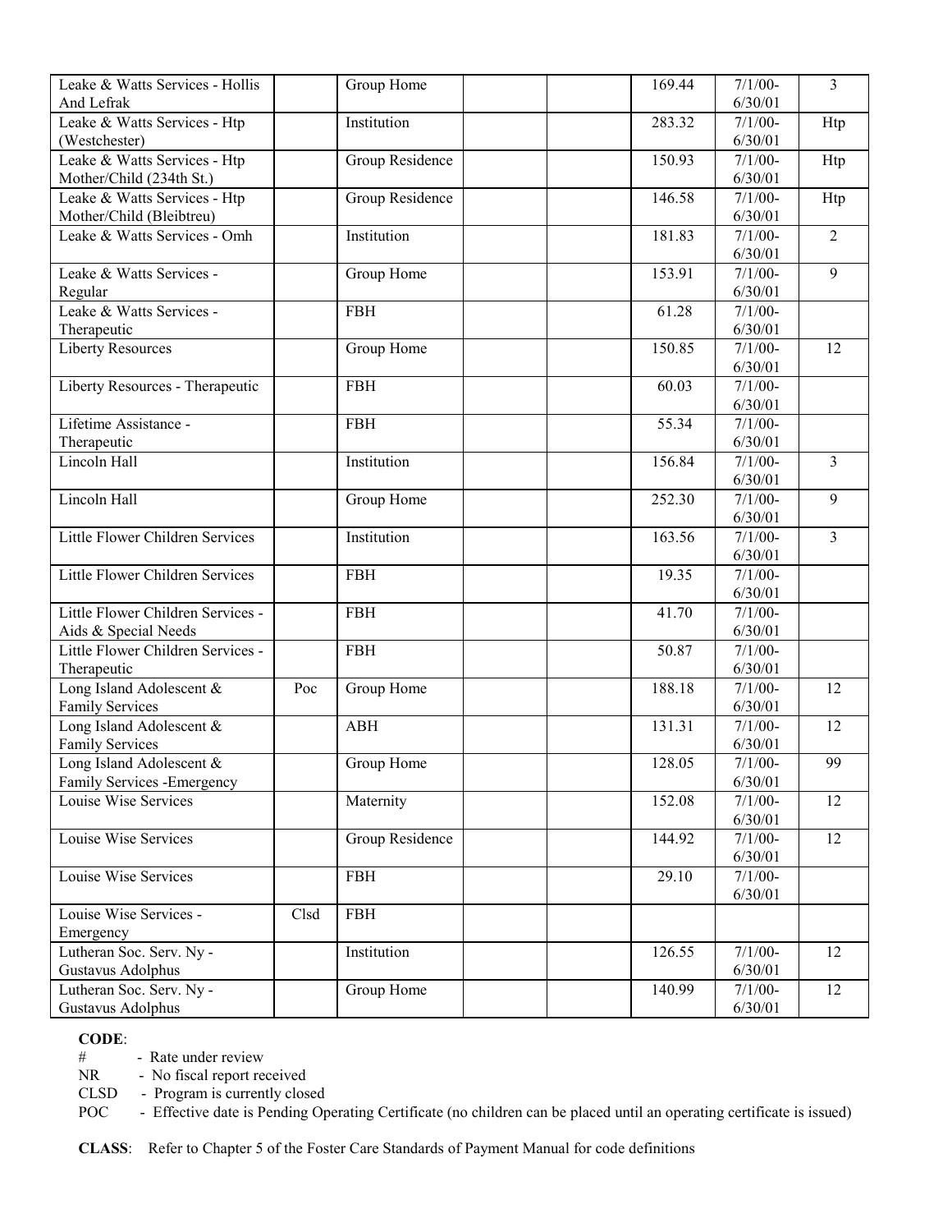| | | | | | | | |
|---|---|---|---|---|---|---|---|
| Leake & Watts Services - Hollis And Lefrak | | Group Home | | | 169.44 | 7/1/00-6/30/01 | 3 |
| Leake & Watts Services - Htp (Westchester) | | Institution | | | 283.32 | 7/1/00-6/30/01 | Htp |
| Leake & Watts Services - Htp Mother/Child (234th St.) | | Group Residence | | | 150.93 | 7/1/00-6/30/01 | Htp |
| Leake & Watts Services - Htp Mother/Child (Bleibtreu) | | Group Residence | | | 146.58 | 7/1/00-6/30/01 | Htp |
| Leake & Watts Services - Omh | | Institution | | | 181.83 | 7/1/00-6/30/01 | 2 |
| Leake & Watts Services - Regular | | Group Home | | | 153.91 | 7/1/00-6/30/01 | 9 |
| Leake & Watts Services - Therapeutic | | FBH | | | 61.28 | 7/1/00-6/30/01 | |
| Liberty Resources | | Group Home | | | 150.85 | 7/1/00-6/30/01 | 12 |
| Liberty Resources - Therapeutic | | FBH | | | 60.03 | 7/1/00-6/30/01 | |
| Lifetime Assistance - Therapeutic | | FBH | | | 55.34 | 7/1/00-6/30/01 | |
| Lincoln Hall | | Institution | | | 156.84 | 7/1/00-6/30/01 | 3 |
| Lincoln Hall | | Group Home | | | 252.30 | 7/1/00-6/30/01 | 9 |
| Little Flower Children Services | | Institution | | | 163.56 | 7/1/00-6/30/01 | 3 |
| Little Flower Children Services | | FBH | | | 19.35 | 7/1/00-6/30/01 | |
| Little Flower Children Services - Aids & Special Needs | | FBH | | | 41.70 | 7/1/00-6/30/01 | |
| Little Flower Children Services - Therapeutic | | FBH | | | 50.87 | 7/1/00-6/30/01 | |
| Long Island Adolescent & Family Services | Poc | Group Home | | | 188.18 | 7/1/00-6/30/01 | 12 |
| Long Island Adolescent & Family Services | | ABH | | | 131.31 | 7/1/00-6/30/01 | 12 |
| Long Island Adolescent & Family Services -Emergency | | Group Home | | | 128.05 | 7/1/00-6/30/01 | 99 |
| Louise Wise Services | | Maternity | | | 152.08 | 7/1/00-6/30/01 | 12 |
| Louise Wise Services | | Group Residence | | | 144.92 | 7/1/00-6/30/01 | 12 |
| Louise Wise Services | | FBH | | | 29.10 | 7/1/00-6/30/01 | |
| Louise Wise Services - Emergency | Clsd | FBH | | | | | |
| Lutheran Soc. Serv. Ny - Gustavus Adolphus | | Institution | | | 126.55 | 7/1/00-6/30/01 | 12 |
| Lutheran Soc. Serv. Ny - Gustavus Adolphus | | Group Home | | | 140.99 | 7/1/00-6/30/01 | 12 |

**CODE**:

- \# - Rate under review
- NR - No fiscal report received
- CLSD - Program is currently closed
- POC - Effective date is Pending Operating Certificate (no children can be placed until an operating certificate is issued)

**CLASS**: Refer to Chapter 5 of the Foster Care Standards of Payment Manual for code definitions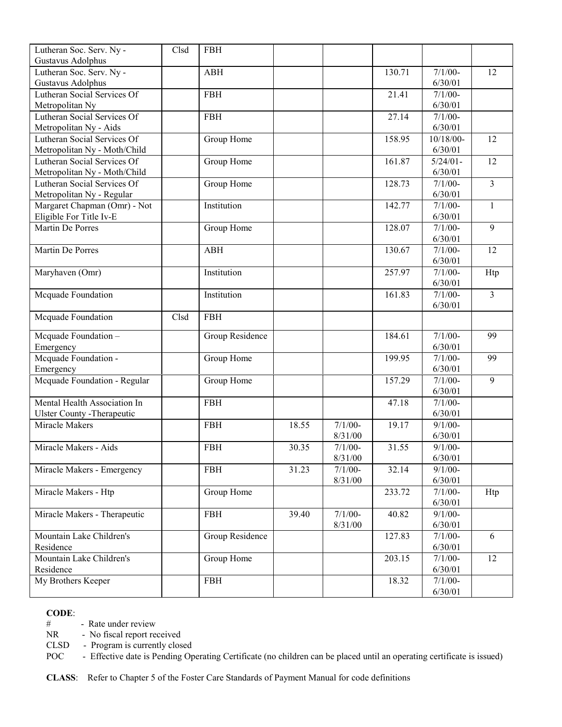| | | | | | | | |
|---|---|---|---|---|---|---|---|
| Lutheran Soc. Serv. Ny - Gustavus Adolphus | Clsd | FBH | | | | | |
| Lutheran Soc. Serv. Ny - Gustavus Adolphus | | ABH | | | 130.71 | 7/1/00-6/30/01 | 12 |
| Lutheran Social Services Of Metropolitan Ny | | FBH | | | 21.41 | 7/1/00-6/30/01 | |
| Lutheran Social Services Of Metropolitan Ny - Aids | | FBH | | | 27.14 | 7/1/00-6/30/01 | |
| Lutheran Social Services Of Metropolitan Ny - Moth/Child | | Group Home | | | 158.95 | 10/18/00-6/30/01 | 12 |
| Lutheran Social Services Of Metropolitan Ny - Moth/Child | | Group Home | | | 161.87 | 5/24/01-6/30/01 | 12 |
| Lutheran Social Services Of Metropolitan Ny - Regular | | Group Home | | | 128.73 | 7/1/00-6/30/01 | 3 |
| Margaret Chapman (Omr) - Not Eligible For Title Iv-E | | Institution | | | 142.77 | 7/1/00-6/30/01 | 1 |
| Martin De Porres | | Group Home | | | 128.07 | 7/1/00-6/30/01 | 9 |
| Martin De Porres | | ABH | | | 130.67 | 7/1/00-6/30/01 | 12 |
| Maryhaven (Omr) | | Institution | | | 257.97 | 7/1/00-6/30/01 | Htp |
| Mcquade Foundation | | Institution | | | 161.83 | 7/1/00-6/30/01 | 3 |
| Mcquade Foundation | Clsd | FBH | | | | | |
| Mcquade Foundation – Emergency | | Group Residence | | | 184.61 | 7/1/00-6/30/01 | 99 |
| Mcquade Foundation - Emergency | | Group Home | | | 199.95 | 7/1/00-6/30/01 | 99 |
| Mcquade Foundation - Regular | | Group Home | | | 157.29 | 7/1/00-6/30/01 | 9 |
| Mental Health Association In Ulster County -Therapeutic | | FBH | | | 47.18 | 7/1/00-6/30/01 | |
| Miracle Makers | | FBH | 18.55 | 7/1/00-8/31/00 | 19.17 | 9/1/00-6/30/01 | |
| Miracle Makers - Aids | | FBH | 30.35 | 7/1/00-8/31/00 | 31.55 | 9/1/00-6/30/01 | |
| Miracle Makers - Emergency | | FBH | 31.23 | 7/1/00-8/31/00 | 32.14 | 9/1/00-6/30/01 | |
| Miracle Makers - Htp | | Group Home | | | 233.72 | 7/1/00-6/30/01 | Htp |
| Miracle Makers - Therapeutic | | FBH | 39.40 | 7/1/00-8/31/00 | 40.82 | 9/1/00-6/30/01 | |
| Mountain Lake Children's Residence | | Group Residence | | | 127.83 | 7/1/00-6/30/01 | 6 |
| Mountain Lake Children's Residence | | Group Home | | | 203.15 | 7/1/00-6/30/01 | 12 |
| My Brothers Keeper | | FBH | | | 18.32 | 7/1/00-6/30/01 | |

**CODE**:
- # - Rate under review
- NR - No fiscal report received
- CLSD - Program is currently closed
- POC - Effective date is Pending Operating Certificate (no children can be placed until an operating certificate is issued)

**CLASS**: Refer to Chapter 5 of the Foster Care Standards of Payment Manual for code definitions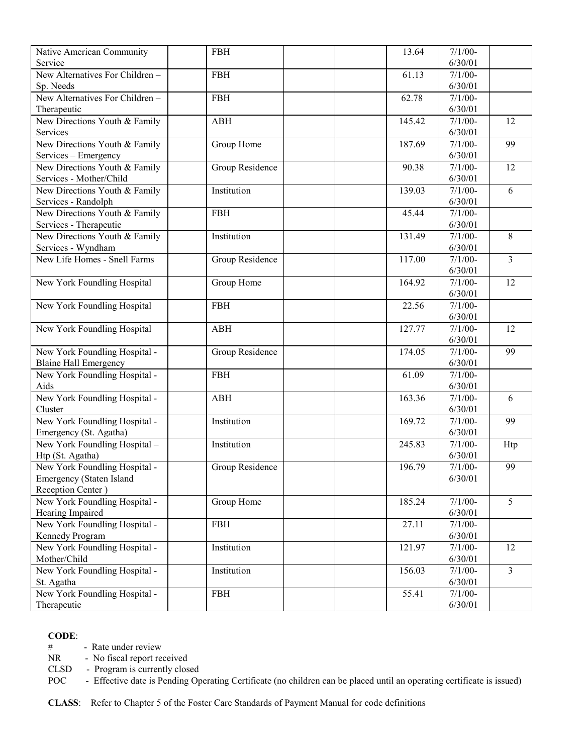| | | | | | | | |
|---|---|---|---|---|---|---|---|
| Native American Community Service | | FBH | | | 13.64 | 7/1/00-6/30/01 | |
| New Alternatives For Children – Sp. Needs | | FBH | | | 61.13 | 7/1/00-6/30/01 | |
| New Alternatives For Children – Therapeutic | | FBH | | | 62.78 | 7/1/00-6/30/01 | |
| New Directions Youth & Family Services | | ABH | | | 145.42 | 7/1/00-6/30/01 | 12 |
| New Directions Youth & Family Services – Emergency | | Group Home | | | 187.69 | 7/1/00-6/30/01 | 99 |
| New Directions Youth & Family Services - Mother/Child | | Group Residence | | | 90.38 | 7/1/00-6/30/01 | 12 |
| New Directions Youth & Family Services - Randolph | | Institution | | | 139.03 | 7/1/00-6/30/01 | 6 |
| New Directions Youth & Family Services - Therapeutic | | FBH | | | 45.44 | 7/1/00-6/30/01 | |
| New Directions Youth & Family Services - Wyndham | | Institution | | | 131.49 | 7/1/00-6/30/01 | 8 |
| New Life Homes - Snell Farms | | Group Residence | | | 117.00 | 7/1/00-6/30/01 | 3 |
| New York Foundling Hospital | | Group Home | | | 164.92 | 7/1/00-6/30/01 | 12 |
| New York Foundling Hospital | | FBH | | | 22.56 | 7/1/00-6/30/01 | |
| New York Foundling Hospital | | ABH | | | 127.77 | 7/1/00-6/30/01 | 12 |
| New York Foundling Hospital - Blaine Hall Emergency | | Group Residence | | | 174.05 | 7/1/00-6/30/01 | 99 |
| New York Foundling Hospital - Aids | | FBH | | | 61.09 | 7/1/00-6/30/01 | |
| New York Foundling Hospital - Cluster | | ABH | | | 163.36 | 7/1/00-6/30/01 | 6 |
| New York Foundling Hospital - Emergency (St. Agatha) | | Institution | | | 169.72 | 7/1/00-6/30/01 | 99 |
| New York Foundling Hospital – Htp (St. Agatha) | | Institution | | | 245.83 | 7/1/00-6/30/01 | Htp |
| New York Foundling Hospital - Emergency (Staten Island Reception Center ) | | Group Residence | | | 196.79 | 7/1/00-6/30/01 | 99 |
| New York Foundling Hospital - Hearing Impaired | | Group Home | | | 185.24 | 7/1/00-6/30/01 | 5 |
| New York Foundling Hospital - Kennedy Program | | FBH | | | 27.11 | 7/1/00-6/30/01 | |
| New York Foundling Hospital - Mother/Child | | Institution | | | 121.97 | 7/1/00-6/30/01 | 12 |
| New York Foundling Hospital - St. Agatha | | Institution | | | 156.03 | 7/1/00-6/30/01 | 3 |
| New York Foundling Hospital - Therapeutic | | FBH | | | 55.41 | 7/1/00-6/30/01 | |

**CODE**:

- # - Rate under review
- NR - No fiscal report received
- CLSD - Program is currently closed
- POC - Effective date is Pending Operating Certificate (no children can be placed until an operating certificate is issued)

**CLASS**: Refer to Chapter 5 of the Foster Care Standards of Payment Manual for code definitions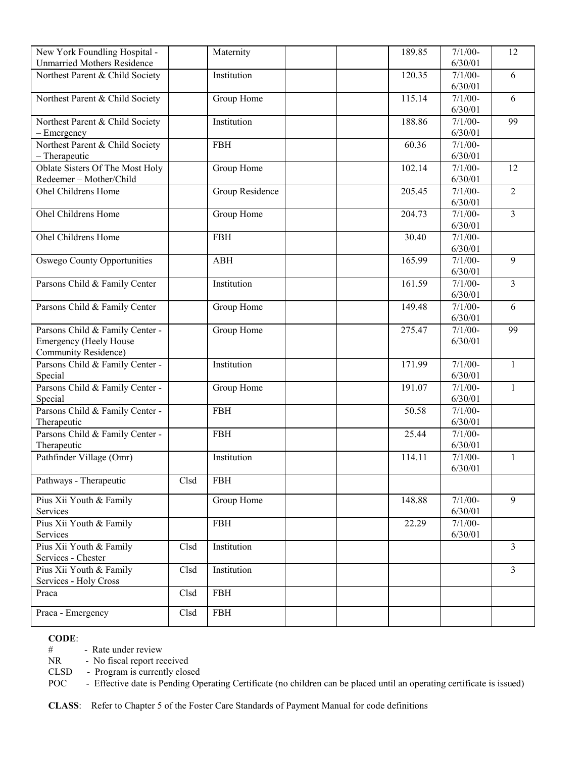| | | | | | | | |
|---|---|---|---|---|---|---|---|
| New York Foundling Hospital - Unmarried Mothers Residence | | Maternity | | | 189.85 | 7/1/00-6/30/01 | 12 |
| Northest Parent & Child Society | | Institution | | | 120.35 | 7/1/00-6/30/01 | 6 |
| Northest Parent & Child Society | | Group Home | | | 115.14 | 7/1/00-6/30/01 | 6 |
| Northest Parent & Child Society – Emergency | | Institution | | | 188.86 | 7/1/00-6/30/01 | 99 |
| Northest Parent & Child Society – Therapeutic | | FBH | | | 60.36 | 7/1/00-6/30/01 | |
| Oblate Sisters Of The Most Holy Redeemer – Mother/Child | | Group Home | | | 102.14 | 7/1/00-6/30/01 | 12 |
| Ohel Childrens Home | | Group Residence | | | 205.45 | 7/1/00-6/30/01 | 2 |
| Ohel Childrens Home | | Group Home | | | 204.73 | 7/1/00-6/30/01 | 3 |
| Ohel Childrens Home | | FBH | | | 30.40 | 7/1/00-6/30/01 | |
| Oswego County Opportunities | | ABH | | | 165.99 | 7/1/00-6/30/01 | 9 |
| Parsons Child & Family Center | | Institution | | | 161.59 | 7/1/00-6/30/01 | 3 |
| Parsons Child & Family Center | | Group Home | | | 149.48 | 7/1/00-6/30/01 | 6 |
| Parsons Child & Family Center - Emergency (Heely House Community Residence) | | Group Home | | | 275.47 | 7/1/00-6/30/01 | 99 |
| Parsons Child & Family Center - Special | | Institution | | | 171.99 | 7/1/00-6/30/01 | 1 |
| Parsons Child & Family Center - Special | | Group Home | | | 191.07 | 7/1/00-6/30/01 | 1 |
| Parsons Child & Family Center - Therapeutic | | FBH | | | 50.58 | 7/1/00-6/30/01 | |
| Parsons Child & Family Center - Therapeutic | | FBH | | | 25.44 | 7/1/00-6/30/01 | |
| Pathfinder Village (Omr) | | Institution | | | 114.11 | 7/1/00-6/30/01 | 1 |
| Pathways - Therapeutic | Clsd | FBH | | | | | |
| Pius Xii Youth & Family Services | | Group Home | | | 148.88 | 7/1/00-6/30/01 | 9 |
| Pius Xii Youth & Family Services | | FBH | | | 22.29 | 7/1/00-6/30/01 | |
| Pius Xii Youth & Family Services - Chester | Clsd | Institution | | | | | 3 |
| Pius Xii Youth & Family Services - Holy Cross | Clsd | Institution | | | | | 3 |
| Praca | Clsd | FBH | | | | | |
| Praca - Emergency | Clsd | FBH | | | | | |

**CODE**:
- # - Rate under review
- NR - No fiscal report received
- CLSD - Program is currently closed
- POC - Effective date is Pending Operating Certificate (no children can be placed until an operating certificate is issued)

**CLASS**: Refer to Chapter 5 of the Foster Care Standards of Payment Manual for code definitions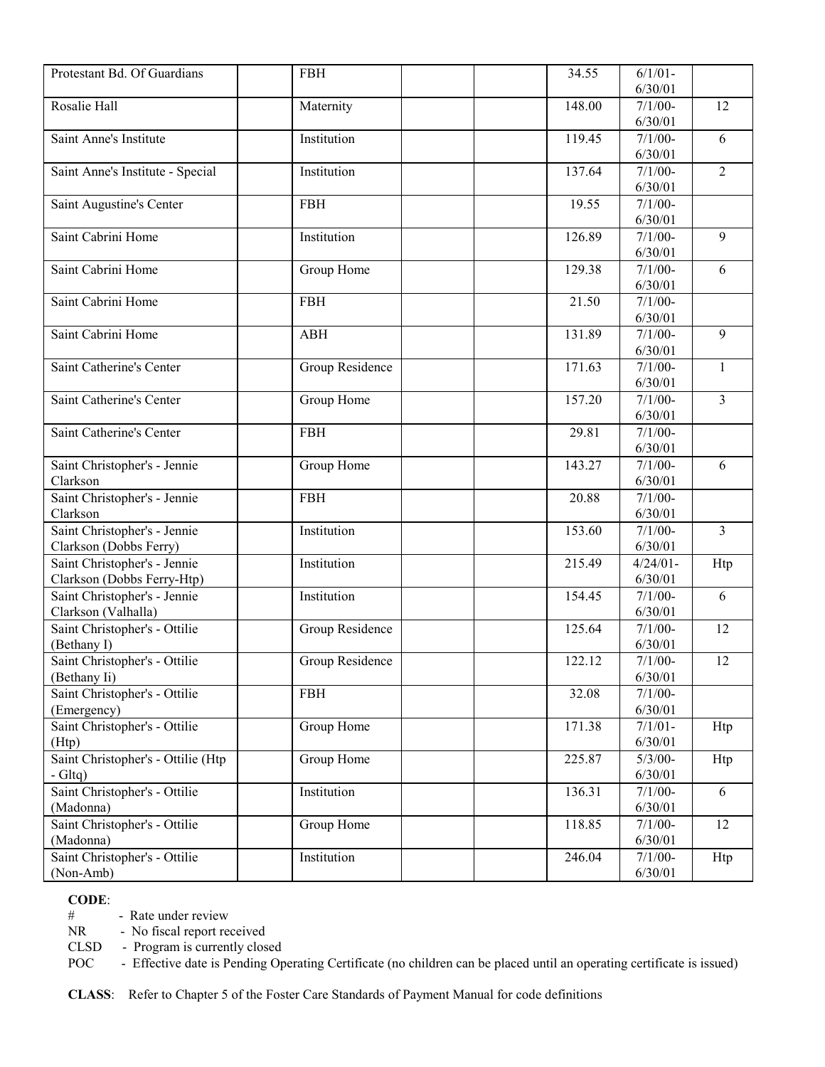| | | | | | | | |
|---|---|---|---|---|---|---|---|
| Protestant Bd. Of Guardians | | FBH | | | 34.55 | 6/1/01-6/30/01 | |
| Rosalie Hall | | Maternity | | | 148.00 | 7/1/00-6/30/01 | 12 |
| Saint Anne's Institute | | Institution | | | 119.45 | 7/1/00-6/30/01 | 6 |
| Saint Anne's Institute - Special | | Institution | | | 137.64 | 7/1/00-6/30/01 | 2 |
| Saint Augustine's Center | | FBH | | | 19.55 | 7/1/00-6/30/01 | |
| Saint Cabrini Home | | Institution | | | 126.89 | 7/1/00-6/30/01 | 9 |
| Saint Cabrini Home | | Group Home | | | 129.38 | 7/1/00-6/30/01 | 6 |
| Saint Cabrini Home | | FBH | | | 21.50 | 7/1/00-6/30/01 | |
| Saint Cabrini Home | | ABH | | | 131.89 | 7/1/00-6/30/01 | 9 |
| Saint Catherine's Center | | Group Residence | | | 171.63 | 7/1/00-6/30/01 | 1 |
| Saint Catherine's Center | | Group Home | | | 157.20 | 7/1/00-6/30/01 | 3 |
| Saint Catherine's Center | | FBH | | | 29.81 | 7/1/00-6/30/01 | |
| Saint Christopher's - Jennie Clarkson | | Group Home | | | 143.27 | 7/1/00-6/30/01 | 6 |
| Saint Christopher's - Jennie Clarkson | | FBH | | | 20.88 | 7/1/00-6/30/01 | |
| Saint Christopher's - Jennie Clarkson (Dobbs Ferry) | | Institution | | | 153.60 | 7/1/00-6/30/01 | 3 |
| Saint Christopher's - Jennie Clarkson (Dobbs Ferry-Htp) | | Institution | | | 215.49 | 4/24/01-6/30/01 | Htp |
| Saint Christopher's - Jennie Clarkson (Valhalla) | | Institution | | | 154.45 | 7/1/00-6/30/01 | 6 |
| Saint Christopher's - Ottilie (Bethany I) | | Group Residence | | | 125.64 | 7/1/00-6/30/01 | 12 |
| Saint Christopher's - Ottilie (Bethany Ii) | | Group Residence | | | 122.12 | 7/1/00-6/30/01 | 12 |
| Saint Christopher's - Ottilie (Emergency) | | FBH | | | 32.08 | 7/1/00-6/30/01 | |
| Saint Christopher's - Ottilie (Htp) | | Group Home | | | 171.38 | 7/1/01-6/30/01 | Htp |
| Saint Christopher's - Ottilie (Htp - Gltq) | | Group Home | | | 225.87 | 5/3/00-6/30/01 | Htp |
| Saint Christopher's - Ottilie (Madonna) | | Institution | | | 136.31 | 7/1/00-6/30/01 | 6 |
| Saint Christopher's - Ottilie (Madonna) | | Group Home | | | 118.85 | 7/1/00-6/30/01 | 12 |
| Saint Christopher's - Ottilie (Non-Amb) | | Institution | | | 246.04 | 7/1/00-6/30/01 | Htp |

**CODE**:

- # - Rate under review
- NR - No fiscal report received
- CLSD - Program is currently closed
- POC - Effective date is Pending Operating Certificate (no children can be placed until an operating certificate is issued)

**CLASS**: Refer to Chapter 5 of the Foster Care Standards of Payment Manual for code definitions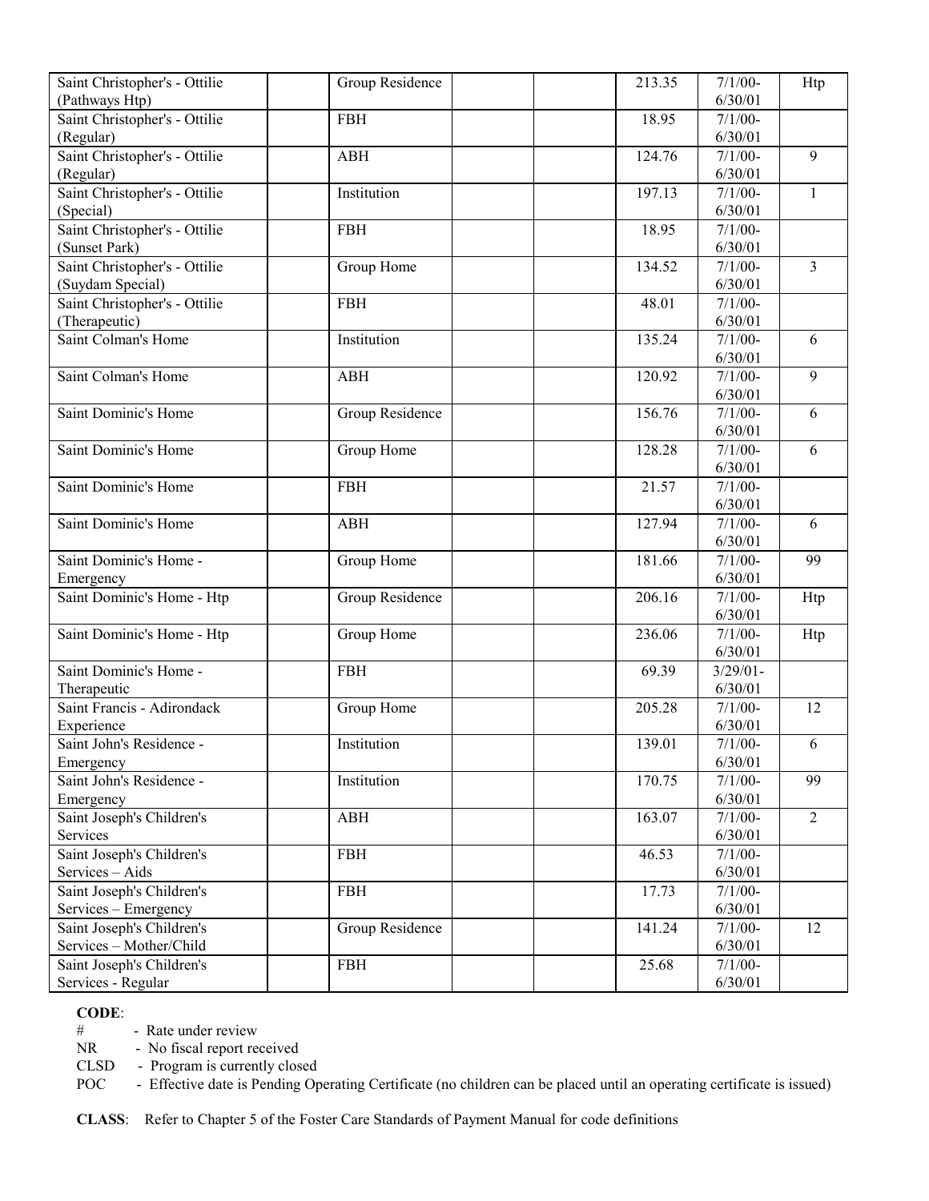| | | | | | | | |
|---|---|---|---|---|---|---|---|
| Saint Christopher's - Ottilie (Pathways Htp) | | Group Residence | | | 213.35 | 7/1/00-6/30/01 | Htp |
| Saint Christopher's - Ottilie (Regular) | | FBH | | | 18.95 | 7/1/00-6/30/01 | |
| Saint Christopher's - Ottilie (Regular) | | ABH | | | 124.76 | 7/1/00-6/30/01 | 9 |
| Saint Christopher's - Ottilie (Special) | | Institution | | | 197.13 | 7/1/00-6/30/01 | 1 |
| Saint Christopher's - Ottilie (Sunset Park) | | FBH | | | 18.95 | 7/1/00-6/30/01 | |
| Saint Christopher's - Ottilie (Suydam Special) | | Group Home | | | 134.52 | 7/1/00-6/30/01 | 3 |
| Saint Christopher's - Ottilie (Therapeutic) | | FBH | | | 48.01 | 7/1/00-6/30/01 | |
| Saint Colman's Home | | Institution | | | 135.24 | 7/1/00-6/30/01 | 6 |
| Saint Colman's Home | | ABH | | | 120.92 | 7/1/00-6/30/01 | 9 |
| Saint Dominic's Home | | Group Residence | | | 156.76 | 7/1/00-6/30/01 | 6 |
| Saint Dominic's Home | | Group Home | | | 128.28 | 7/1/00-6/30/01 | 6 |
| Saint Dominic's Home | | FBH | | | 21.57 | 7/1/00-6/30/01 | |
| Saint Dominic's Home | | ABH | | | 127.94 | 7/1/00-6/30/01 | 6 |
| Saint Dominic's Home - Emergency | | Group Home | | | 181.66 | 7/1/00-6/30/01 | 99 |
| Saint Dominic's Home - Htp | | Group Residence | | | 206.16 | 7/1/00-6/30/01 | Htp |
| Saint Dominic's Home - Htp | | Group Home | | | 236.06 | 7/1/00-6/30/01 | Htp |
| Saint Dominic's Home - Therapeutic | | FBH | | | 69.39 | 3/29/01-6/30/01 | |
| Saint Francis - Adirondack Experience | | Group Home | | | 205.28 | 7/1/00-6/30/01 | 12 |
| Saint John's Residence - Emergency | | Institution | | | 139.01 | 7/1/00-6/30/01 | 6 |
| Saint John's Residence - Emergency | | Institution | | | 170.75 | 7/1/00-6/30/01 | 99 |
| Saint Joseph's Children's Services | | ABH | | | 163.07 | 7/1/00-6/30/01 | 2 |
| Saint Joseph's Children's Services – Aids | | FBH | | | 46.53 | 7/1/00-6/30/01 | |
| Saint Joseph's Children's Services – Emergency | | FBH | | | 17.73 | 7/1/00-6/30/01 | |
| Saint Joseph's Children's Services – Mother/Child | | Group Residence | | | 141.24 | 7/1/00-6/30/01 | 12 |
| Saint Joseph's Children's Services - Regular | | FBH | | | 25.68 | 7/1/00-6/30/01 | |

**CODE**:
# - Rate under review
NR - No fiscal report received
CLSD - Program is currently closed
POC - Effective date is Pending Operating Certificate (no children can be placed until an operating certificate is issued)

**CLASS**: Refer to Chapter 5 of the Foster Care Standards of Payment Manual for code definitions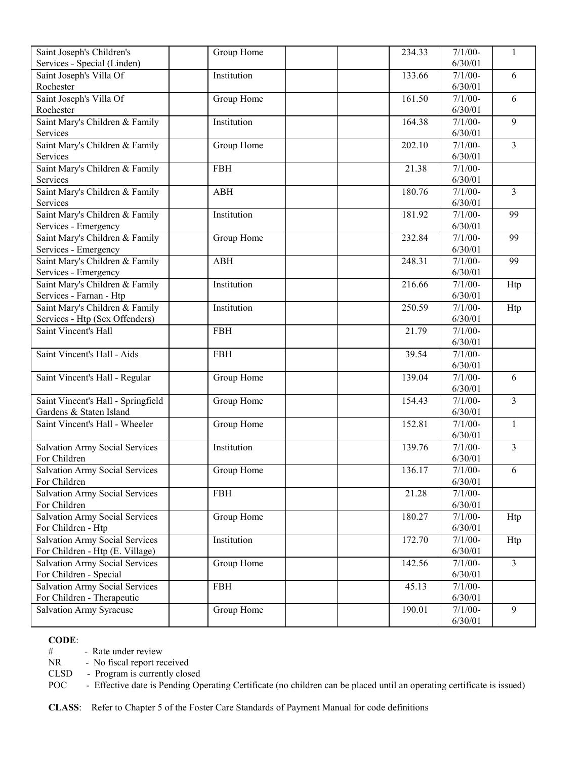| | | | | | | | |
|---|---|---|---|---|---|---|---|
| Saint Joseph's Children's Services - Special (Linden) | | Group Home | | | 234.33 | 7/1/00-6/30/01 | 1 |
| Saint Joseph's Villa Of Rochester | | Institution | | | 133.66 | 7/1/00-6/30/01 | 6 |
| Saint Joseph's Villa Of Rochester | | Group Home | | | 161.50 | 7/1/00-6/30/01 | 6 |
| Saint Mary's Children & Family Services | | Institution | | | 164.38 | 7/1/00-6/30/01 | 9 |
| Saint Mary's Children & Family Services | | Group Home | | | 202.10 | 7/1/00-6/30/01 | 3 |
| Saint Mary's Children & Family Services | | FBH | | | 21.38 | 7/1/00-6/30/01 | |
| Saint Mary's Children & Family Services | | ABH | | | 180.76 | 7/1/00-6/30/01 | 3 |
| Saint Mary's Children & Family Services - Emergency | | Institution | | | 181.92 | 7/1/00-6/30/01 | 99 |
| Saint Mary's Children & Family Services - Emergency | | Group Home | | | 232.84 | 7/1/00-6/30/01 | 99 |
| Saint Mary's Children & Family Services - Emergency | | ABH | | | 248.31 | 7/1/00-6/30/01 | 99 |
| Saint Mary's Children & Family Services - Farnan - Htp | | Institution | | | 216.66 | 7/1/00-6/30/01 | Htp |
| Saint Mary's Children & Family Services - Htp (Sex Offenders) | | Institution | | | 250.59 | 7/1/00-6/30/01 | Htp |
| Saint Vincent's Hall | | FBH | | | 21.79 | 7/1/00-6/30/01 | |
| Saint Vincent's Hall - Aids | | FBH | | | 39.54 | 7/1/00-6/30/01 | |
| Saint Vincent's Hall - Regular | | Group Home | | | 139.04 | 7/1/00-6/30/01 | 6 |
| Saint Vincent's Hall - Springfield Gardens & Staten Island | | Group Home | | | 154.43 | 7/1/00-6/30/01 | 3 |
| Saint Vincent's Hall - Wheeler | | Group Home | | | 152.81 | 7/1/00-6/30/01 | 1 |
| Salvation Army Social Services For Children | | Institution | | | 139.76 | 7/1/00-6/30/01 | 3 |
| Salvation Army Social Services For Children | | Group Home | | | 136.17 | 7/1/00-6/30/01 | 6 |
| Salvation Army Social Services For Children | | FBH | | | 21.28 | 7/1/00-6/30/01 | |
| Salvation Army Social Services For Children - Htp | | Group Home | | | 180.27 | 7/1/00-6/30/01 | Htp |
| Salvation Army Social Services For Children - Htp (E. Village) | | Institution | | | 172.70 | 7/1/00-6/30/01 | Htp |
| Salvation Army Social Services For Children - Special | | Group Home | | | 142.56 | 7/1/00-6/30/01 | 3 |
| Salvation Army Social Services For Children - Therapeutic | | FBH | | | 45.13 | 7/1/00-6/30/01 | |
| Salvation Army Syracuse | | Group Home | | | 190.01 | 7/1/00-6/30/01 | 9 |

**CODE**:

- # - Rate under review
- NR - No fiscal report received
- CLSD - Program is currently closed
- POC - Effective date is Pending Operating Certificate (no children can be placed until an operating certificate is issued)

**CLASS**: Refer to Chapter 5 of the Foster Care Standards of Payment Manual for code definitions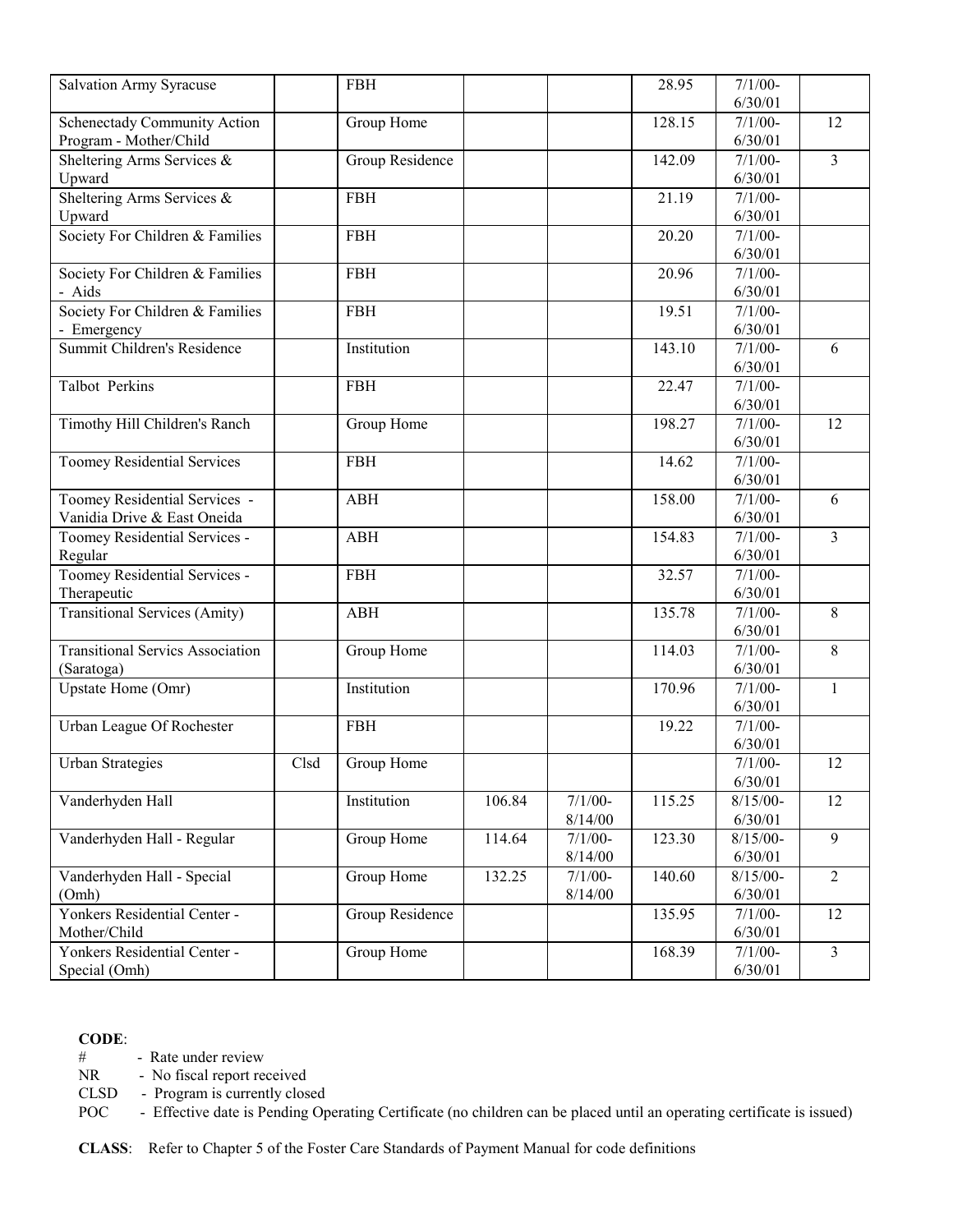| | | | | | | | |
|---|---|---|---|---|---|---|---|
| Salvation Army Syracuse | | FBH | | | 28.95 | 7/1/00-6/30/01 | |
| Schenectady Community Action Program - Mother/Child | | Group Home | | | 128.15 | 7/1/00-6/30/01 | 12 |
| Sheltering Arms Services & Upward | | Group Residence | | | 142.09 | 7/1/00-6/30/01 | 3 |
| Sheltering Arms Services & Upward | | FBH | | | 21.19 | 7/1/00-6/30/01 | |
| Society For Children & Families | | FBH | | | 20.20 | 7/1/00-6/30/01 | |
| Society For Children & Families - Aids | | FBH | | | 20.96 | 7/1/00-6/30/01 | |
| Society For Children & Families - Emergency | | FBH | | | 19.51 | 7/1/00-6/30/01 | |
| Summit Children's Residence | | Institution | | | 143.10 | 7/1/00-6/30/01 | 6 |
| Talbot Perkins | | FBH | | | 22.47 | 7/1/00-6/30/01 | |
| Timothy Hill Children's Ranch | | Group Home | | | 198.27 | 7/1/00-6/30/01 | 12 |
| Toomey Residential Services | | FBH | | | 14.62 | 7/1/00-6/30/01 | |
| Toomey Residential Services - Vanidia Drive & East Oneida | | ABH | | | 158.00 | 7/1/00-6/30/01 | 6 |
| Toomey Residential Services - Regular | | ABH | | | 154.83 | 7/1/00-6/30/01 | 3 |
| Toomey Residential Services - Therapeutic | | FBH | | | 32.57 | 7/1/00-6/30/01 | |
| Transitional Services (Amity) | | ABH | | | 135.78 | 7/1/00-6/30/01 | 8 |
| Transitional Servics Association (Saratoga) | | Group Home | | | 114.03 | 7/1/00-6/30/01 | 8 |
| Upstate Home (Omr) | | Institution | | | 170.96 | 7/1/00-6/30/01 | 1 |
| Urban League Of Rochester | | FBH | | | 19.22 | 7/1/00-6/30/01 | |
| Urban Strategies | Clsd | Group Home | | | | 7/1/00-6/30/01 | 12 |
| Vanderhyden Hall | | Institution | 106.84 | 7/1/00-8/14/00 | 115.25 | 8/15/00-6/30/01 | 12 |
| Vanderhyden Hall - Regular | | Group Home | 114.64 | 7/1/00-8/14/00 | 123.30 | 8/15/00-6/30/01 | 9 |
| Vanderhyden Hall - Special (Omh) | | Group Home | 132.25 | 7/1/00-8/14/00 | 140.60 | 8/15/00-6/30/01 | 2 |
| Yonkers Residential Center - Mother/Child | | Group Residence | | | 135.95 | 7/1/00-6/30/01 | 12 |
| Yonkers Residential Center - Special (Omh) | | Group Home | | | 168.39 | 7/1/00-6/30/01 | 3 |

**CODE**:

- # - Rate under review
- NR - No fiscal report received
- CLSD - Program is currently closed
- POC - Effective date is Pending Operating Certificate (no children can be placed until an operating certificate is issued)

**CLASS**: Refer to Chapter 5 of the Foster Care Standards of Payment Manual for code definitions